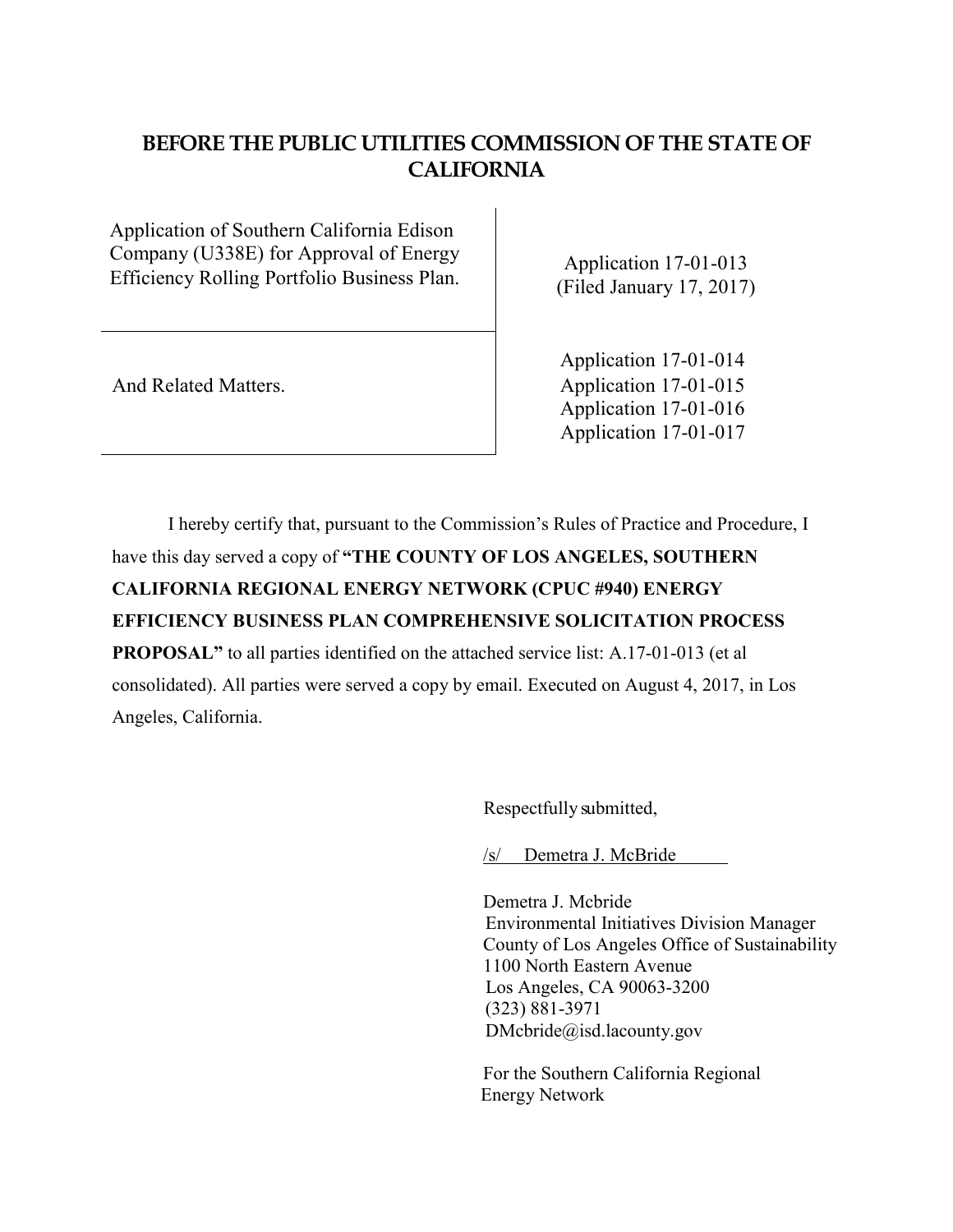# BEFORE THE PUBLIC UTILITIES COMMISSION OF THE STATE OF CALIFORNIA

| | |
|---|---|
| Application of Southern California Edison Company (U338E) for Approval of Energy Efficiency Rolling Portfolio Business Plan. | Application 17-01-013 (Filed January 17, 2017) |
| And Related Matters. | Application 17-01-014<br>Application 17-01-015<br>Application 17-01-016<br>Application 17-01-017 |

I hereby certify that, pursuant to the Commission's Rules of Practice and Procedure, I have this day served a copy of **"THE COUNTY OF LOS ANGELES, SOUTHERN CALIFORNIA REGIONAL ENERGY NETWORK (CPUC #940) ENERGY EFFICIENCY BUSINESS PLAN COMPREHENSIVE SOLICITATION PROCESS PROPOSAL"** to all parties identified on the attached service list: A.17-01-013 (et al consolidated). All parties were served a copy by email. Executed on August 4, 2017, in Los Angeles, California.

Respectfully submitted,

/s/ Demetra J. McBride

Demetra J. Mcbride
Environmental Initiatives Division Manager
County of Los Angeles Office of Sustainability
1100 North Eastern Avenue
Los Angeles, CA 90063-3200
(323) 881-3971
DMcbride@isd.lacounty.gov

For the Southern California Regional Energy Network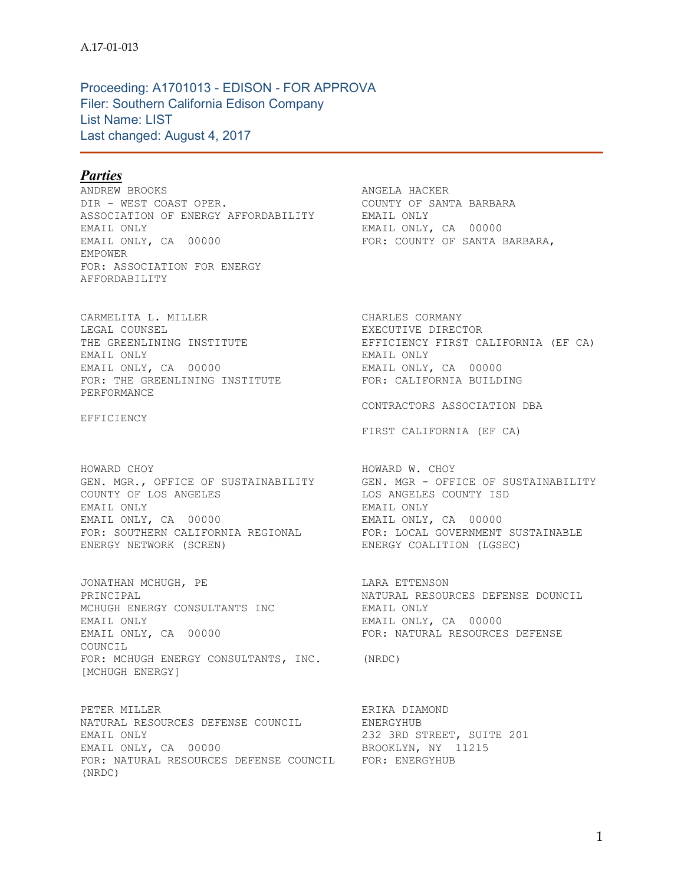A.17-01-013

Proceeding: A1701013 - EDISON - FOR APPROVA
Filer: Southern California Edison Company
List Name: LIST
Last changed: August 4, 2017

## ***Parties***

ANDREW BROOKS
DIR - WEST COAST OPER.
ASSOCIATION OF ENERGY AFFORDABILITY
EMAIL ONLY
EMAIL ONLY, CA 00000
EMPOWER
FOR: ASSOCIATION FOR ENERGY AFFORDABILITY

ANGELA HACKER
COUNTY OF SANTA BARBARA
EMAIL ONLY
EMAIL ONLY, CA 00000
FOR: COUNTY OF SANTA BARBARA,

CARMELITA L. MILLER
LEGAL COUNSEL
THE GREENLINING INSTITUTE
EMAIL ONLY
EMAIL ONLY, CA 00000
FOR: THE GREENLINING INSTITUTE

CHARLES CORMANY
EXECUTIVE DIRECTOR
EFFICIENCY FIRST CALIFORNIA (EF CA)
EMAIL ONLY
EMAIL ONLY, CA 00000
FOR: CALIFORNIA BUILDING PERFORMANCE CONTRACTORS ASSOCIATION DBA EFFICIENCY FIRST CALIFORNIA (EF CA)

HOWARD CHOY
GEN. MGR., OFFICE OF SUSTAINABILITY
COUNTY OF LOS ANGELES
EMAIL ONLY
EMAIL ONLY, CA 00000
FOR: SOUTHERN CALIFORNIA REGIONAL ENERGY NETWORK (SCREN)

HOWARD W. CHOY
GEN. MGR - OFFICE OF SUSTAINABILITY
LOS ANGELES COUNTY ISD
EMAIL ONLY
EMAIL ONLY, CA 00000
FOR: LOCAL GOVERNMENT SUSTAINABLE ENERGY COALITION (LGSEC)

JONATHAN MCHUGH, PE
PRINCIPAL
MCHUGH ENERGY CONSULTANTS INC
EMAIL ONLY
EMAIL ONLY, CA 00000
FOR: MCHUGH ENERGY CONSULTANTS, INC. [MCHUGH ENERGY]

LARA ETTENSON
NATURAL RESOURCES DEFENSE DOUNCIL
EMAIL ONLY
EMAIL ONLY, CA 00000
FOR: NATURAL RESOURCES DEFENSE COUNCIL (NRDC)

PETER MILLER
NATURAL RESOURCES DEFENSE COUNCIL
EMAIL ONLY
EMAIL ONLY, CA 00000
FOR: NATURAL RESOURCES DEFENSE COUNCIL (NRDC)

ERIKA DIAMOND
ENERGYHUB
232 3RD STREET, SUITE 201
BROOKLYN, NY 11215
FOR: ENERGYHUB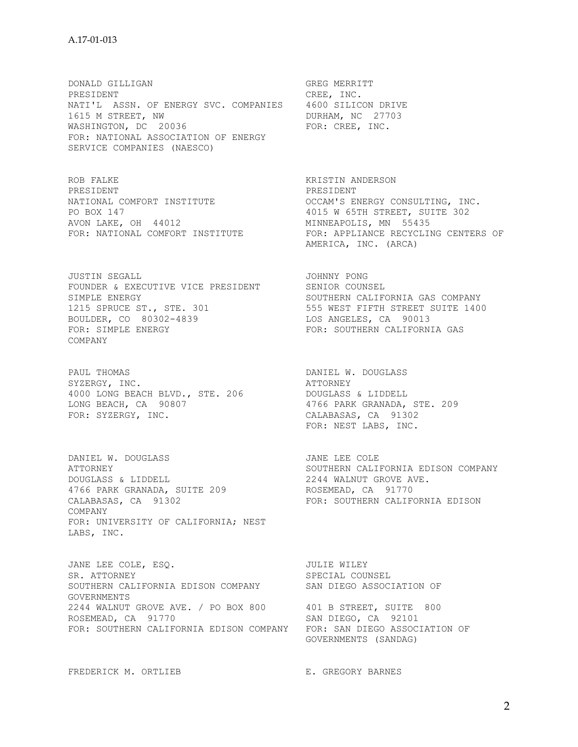DONALD GILLIGAN
PRESIDENT
NATI'L ASSN. OF ENERGY SVC. COMPANIES
1615 M STREET, NW
WASHINGTON, DC 20036
FOR: NATIONAL ASSOCIATION OF ENERGY SERVICE COMPANIES (NAESCO)

GREG MERRITT
CREE, INC.
4600 SILICON DRIVE
DURHAM, NC 27703
FOR: CREE, INC.

ROB FALKE
PRESIDENT
NATIONAL COMFORT INSTITUTE
PO BOX 147
AVON LAKE, OH 44012
FOR: NATIONAL COMFORT INSTITUTE

KRISTIN ANDERSON
PRESIDENT
OCCAM'S ENERGY CONSULTING, INC.
4015 W 65TH STREET, SUITE 302
MINNEAPOLIS, MN 55435
FOR: APPLIANCE RECYCLING CENTERS OF AMERICA, INC. (ARCA)

JUSTIN SEGALL
FOUNDER & EXECUTIVE VICE PRESIDENT
SIMPLE ENERGY
1215 SPRUCE ST., STE. 301
BOULDER, CO 80302-4839
FOR: SIMPLE ENERGY

JOHNNY PONG
SENIOR COUNSEL
SOUTHERN CALIFORNIA GAS COMPANY
555 WEST FIFTH STREET SUITE 1400
LOS ANGELES, CA 90013
FOR: SOUTHERN CALIFORNIA GAS COMPANY

PAUL THOMAS
SYZERGY, INC.
4000 LONG BEACH BLVD., STE. 206
LONG BEACH, CA 90807
FOR: SYZERGY, INC.

DANIEL W. DOUGLASS
ATTORNEY
DOUGLASS & LIDDELL
4766 PARK GRANADA, STE. 209
CALABASAS, CA 91302
FOR: NEST LABS, INC.

DANIEL W. DOUGLASS
ATTORNEY
DOUGLASS & LIDDELL
4766 PARK GRANADA, SUITE 209
CALABASAS, CA 91302
FOR: UNIVERSITY OF CALIFORNIA; NEST LABS, INC.

JANE LEE COLE
SOUTHERN CALIFORNIA EDISON COMPANY
2244 WALNUT GROVE AVE.
ROSEMEAD, CA 91770
FOR: SOUTHERN CALIFORNIA EDISON COMPANY

JANE LEE COLE, ESQ.
SR. ATTORNEY
SOUTHERN CALIFORNIA EDISON COMPANY
2244 WALNUT GROVE AVE. / PO BOX 800
ROSEMEAD, CA 91770
FOR: SOUTHERN CALIFORNIA EDISON COMPANY

JULIE WILEY
SPECIAL COUNSEL
SAN DIEGO ASSOCIATION OF GOVERNMENTS
401 B STREET, SUITE 800
SAN DIEGO, CA 92101
FOR: SAN DIEGO ASSOCIATION OF GOVERNMENTS (SANDAG)

FREDERICK M. ORTLIEB

E. GREGORY BARNES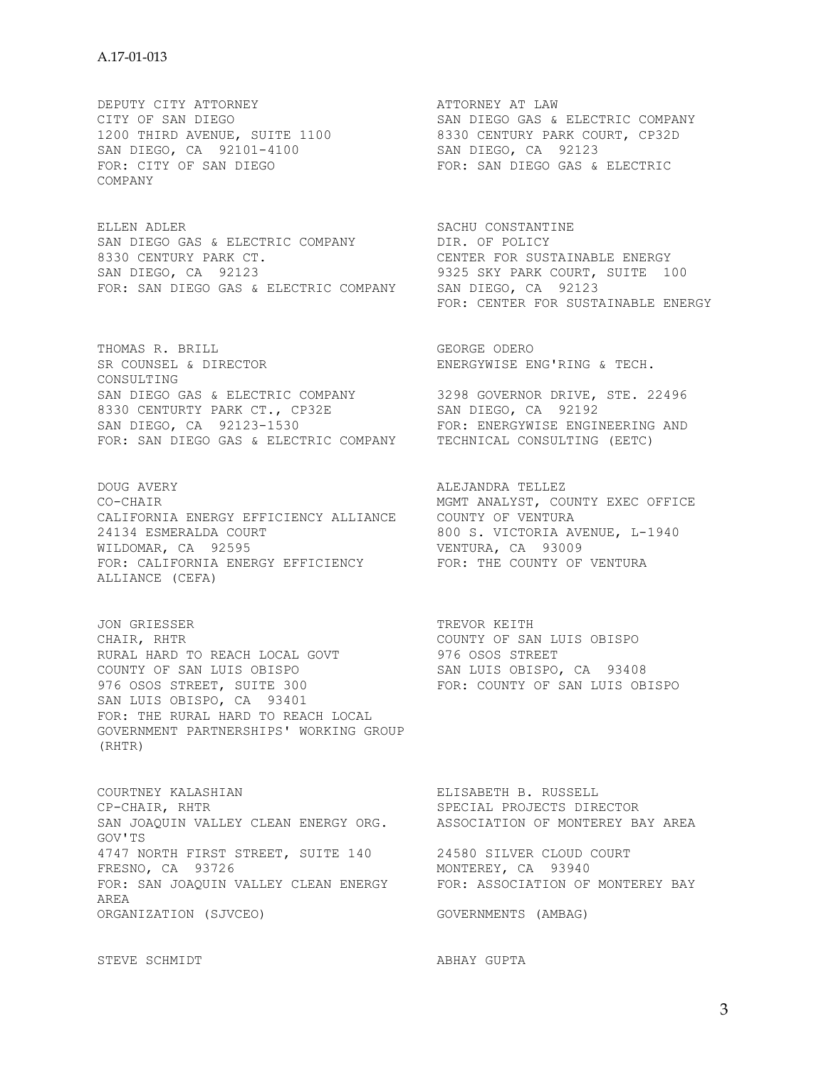DEPUTY CITY ATTORNEY
CITY OF SAN DIEGO
1200 THIRD AVENUE, SUITE 1100
SAN DIEGO, CA 92101-4100
FOR: CITY OF SAN DIEGO

ATTORNEY AT LAW
SAN DIEGO GAS & ELECTRIC COMPANY
8330 CENTURY PARK COURT, CP32D
SAN DIEGO, CA 92123
FOR: SAN DIEGO GAS & ELECTRIC
COMPANY

ELLEN ADLER
SAN DIEGO GAS & ELECTRIC COMPANY
8330 CENTURY PARK CT.
SAN DIEGO, CA 92123
FOR: SAN DIEGO GAS & ELECTRIC COMPANY

SACHU CONSTANTINE
DIR. OF POLICY
CENTER FOR SUSTAINABLE ENERGY
9325 SKY PARK COURT, SUITE 100
SAN DIEGO, CA 92123
FOR: CENTER FOR SUSTAINABLE ENERGY

THOMAS R. BRILL
SR COUNSEL & DIRECTOR
SAN DIEGO GAS & ELECTRIC COMPANY
8330 CENTURTY PARK CT., CP32E
SAN DIEGO, CA 92123-1530
FOR: SAN DIEGO GAS & ELECTRIC COMPANY

GEORGE ODERO
ENERGYWISE ENG'RING & TECH.
CONSULTING
3298 GOVERNOR DRIVE, STE. 22496
SAN DIEGO, CA 92192
FOR: ENERGYWISE ENGINEERING AND
TECHNICAL CONSULTING (EETC)

DOUG AVERY
CO-CHAIR
CALIFORNIA ENERGY EFFICIENCY ALLIANCE
24134 ESMERALDA COURT
WILDOMAR, CA 92595
FOR: CALIFORNIA ENERGY EFFICIENCY
ALLIANCE (CEFA)

ALEJANDRA TELLEZ
MGMT ANALYST, COUNTY EXEC OFFICE
COUNTY OF VENTURA
800 S. VICTORIA AVENUE, L-1940
VENTURA, CA 93009
FOR: THE COUNTY OF VENTURA

JON GRIESSER
CHAIR, RHTR
RURAL HARD TO REACH LOCAL GOVT
COUNTY OF SAN LUIS OBISPO
976 OSOS STREET, SUITE 300
SAN LUIS OBISPO, CA 93401
FOR: THE RURAL HARD TO REACH LOCAL
GOVERNMENT PARTNERSHIPS' WORKING GROUP
(RHTR)

TREVOR KEITH
COUNTY OF SAN LUIS OBISPO
976 OSOS STREET
SAN LUIS OBISPO, CA 93408
FOR: COUNTY OF SAN LUIS OBISPO

COURTNEY KALASHIAN
CP-CHAIR, RHTR
SAN JOAQUIN VALLEY CLEAN ENERGY ORG.
4747 NORTH FIRST STREET, SUITE 140
FRESNO, CA 93726
FOR: SAN JOAQUIN VALLEY CLEAN ENERGY
ORGANIZATION (SJVCEO)

ELISABETH B. RUSSELL
SPECIAL PROJECTS DIRECTOR
ASSOCIATION OF MONTEREY BAY AREA
GOV'TS
24580 SILVER CLOUD COURT
MONTEREY, CA 93940
FOR: ASSOCIATION OF MONTEREY BAY
AREA
GOVERNMENTS (AMBAG)

STEVE SCHMIDT

ABHAY GUPTA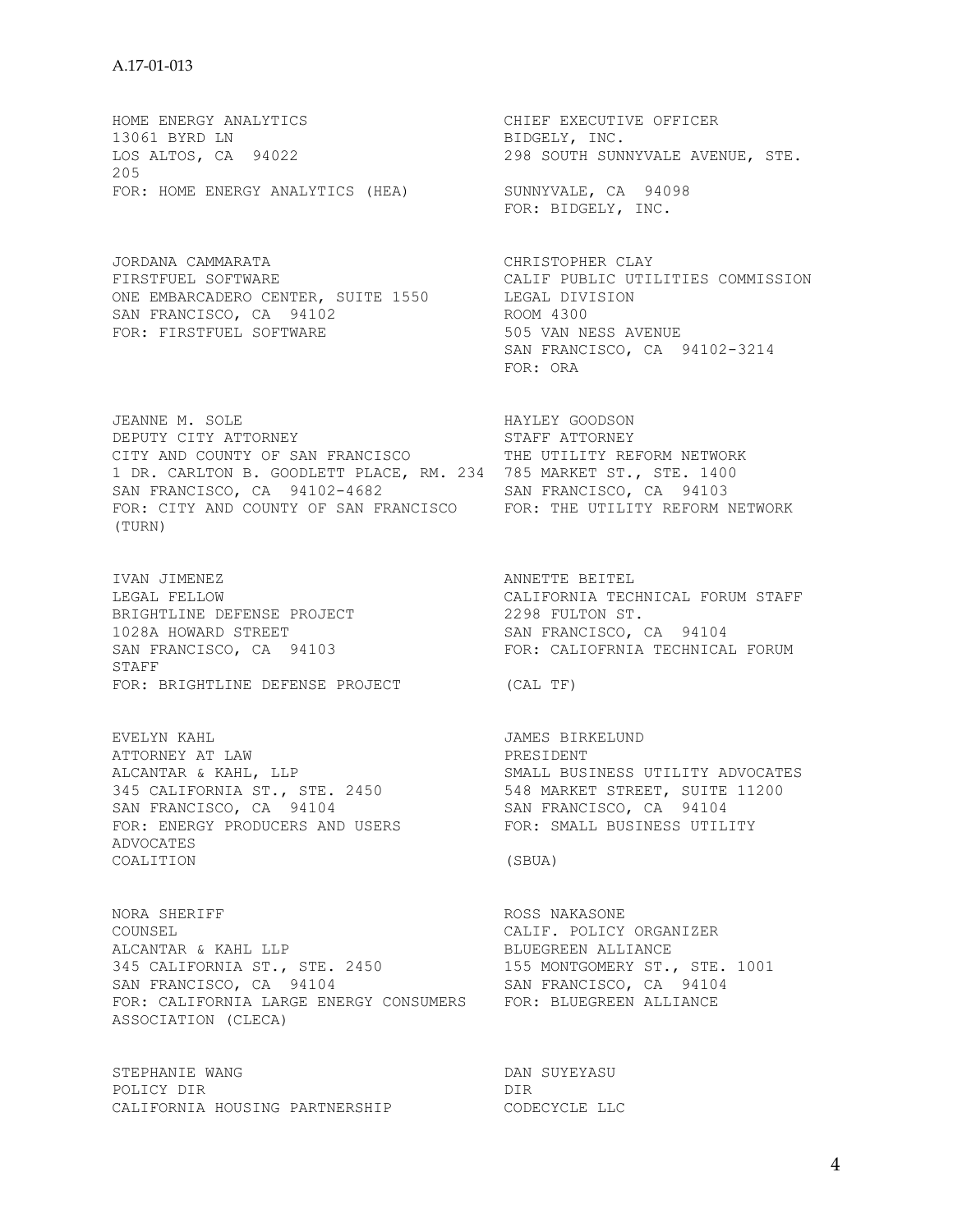HOME ENERGY ANALYTICS
13061 BYRD LN
LOS ALTOS, CA 94022
FOR: HOME ENERGY ANALYTICS (HEA)

CHIEF EXECUTIVE OFFICER
BIDGELY, INC.
298 SOUTH SUNNYVALE AVENUE, STE. 205
SUNNYVALE, CA 94098
FOR: BIDGELY, INC.

JORDANA CAMMARATA
FIRSTFUEL SOFTWARE
ONE EMBARCADERO CENTER, SUITE 1550
SAN FRANCISCO, CA 94102
FOR: FIRSTFUEL SOFTWARE

CHRISTOPHER CLAY
CALIF PUBLIC UTILITIES COMMISSION
LEGAL DIVISION
ROOM 4300
505 VAN NESS AVENUE
SAN FRANCISCO, CA 94102-3214
FOR: ORA

JEANNE M. SOLE
DEPUTY CITY ATTORNEY
CITY AND COUNTY OF SAN FRANCISCO
1 DR. CARLTON B. GOODLETT PLACE, RM. 234
SAN FRANCISCO, CA 94102-4682
FOR: CITY AND COUNTY OF SAN FRANCISCO

HAYLEY GOODSON
STAFF ATTORNEY
THE UTILITY REFORM NETWORK
785 MARKET ST., STE. 1400
SAN FRANCISCO, CA 94103
FOR: THE UTILITY REFORM NETWORK (TURN)

IVAN JIMENEZ
LEGAL FELLOW
BRIGHTLINE DEFENSE PROJECT
1028A HOWARD STREET
SAN FRANCISCO, CA 94103
FOR: BRIGHTLINE DEFENSE PROJECT

ANNETTE BEITEL
CALIFORNIA TECHNICAL FORUM STAFF
2298 FULTON ST.
SAN FRANCISCO, CA 94104
FOR: CALIOFRNIA TECHNICAL FORUM STAFF (CAL TF)

EVELYN KAHL
ATTORNEY AT LAW
ALCANTAR & KAHL, LLP
345 CALIFORNIA ST., STE. 2450
SAN FRANCISCO, CA 94104
FOR: ENERGY PRODUCERS AND USERS COALITION

JAMES BIRKELUND
PRESIDENT
SMALL BUSINESS UTILITY ADVOCATES
548 MARKET STREET, SUITE 11200
SAN FRANCISCO, CA 94104
FOR: SMALL BUSINESS UTILITY ADVOCATES (SBUA)

NORA SHERIFF
COUNSEL
ALCANTAR & KAHL LLP
345 CALIFORNIA ST., STE. 2450
SAN FRANCISCO, CA 94104
FOR: CALIFORNIA LARGE ENERGY CONSUMERS ASSOCIATION (CLECA)

ROSS NAKASONE
CALIF. POLICY ORGANIZER
BLUEGREEN ALLIANCE
155 MONTGOMERY ST., STE. 1001
SAN FRANCISCO, CA 94104
FOR: BLUEGREEN ALLIANCE

STEPHANIE WANG
POLICY DIR
CALIFORNIA HOUSING PARTNERSHIP

DAN SUYEYASU
DIR
CODECYCLE LLC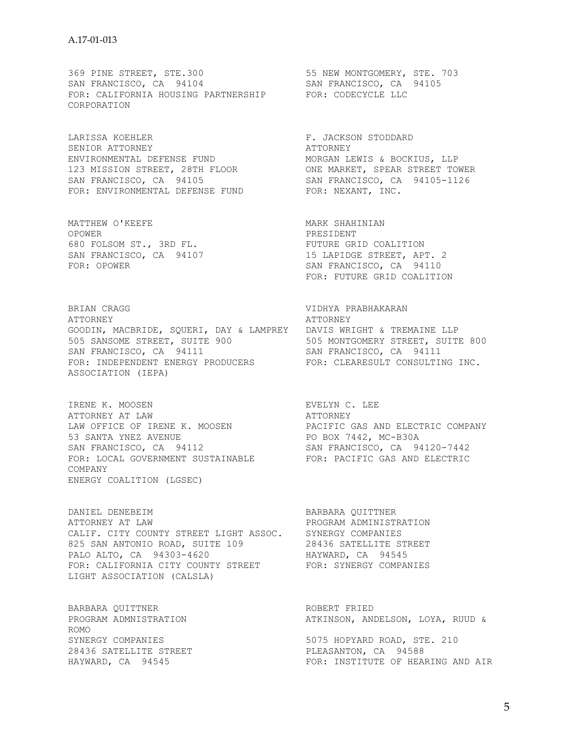369 PINE STREET, STE.300
SAN FRANCISCO, CA 94104
FOR: CALIFORNIA HOUSING PARTNERSHIP CORPORATION

55 NEW MONTGOMERY, STE. 703
SAN FRANCISCO, CA 94105
FOR: CODECYCLE LLC

LARISSA KOEHLER
SENIOR ATTORNEY
ENVIRONMENTAL DEFENSE FUND
123 MISSION STREET, 28TH FLOOR
SAN FRANCISCO, CA 94105
FOR: ENVIRONMENTAL DEFENSE FUND

F. JACKSON STODDARD
ATTORNEY
MORGAN LEWIS & BOCKIUS, LLP
ONE MARKET, SPEAR STREET TOWER
SAN FRANCISCO, CA 94105-1126
FOR: NEXANT, INC.

MATTHEW O'KEEFE
OPOWER
680 FOLSOM ST., 3RD FL.
SAN FRANCISCO, CA 94107
FOR: OPOWER

MARK SHAHINIAN
PRESIDENT
FUTURE GRID COALITION
15 LAPIDGE STREET, APT. 2
SAN FRANCISCO, CA 94110
FOR: FUTURE GRID COALITION

BRIAN CRAGG
ATTORNEY
GOODIN, MACBRIDE, SQUERI, DAY & LAMPREY
505 SANSOME STREET, SUITE 900
SAN FRANCISCO, CA 94111
FOR: INDEPENDENT ENERGY PRODUCERS ASSOCIATION (IEPA)

VIDHYA PRABHAKARAN
ATTORNEY
DAVIS WRIGHT & TREMAINE LLP
505 MONTGOMERY STREET, SUITE 800
SAN FRANCISCO, CA 94111
FOR: CLEARESULT CONSULTING INC.

IRENE K. MOOSEN
ATTORNEY AT LAW
LAW OFFICE OF IRENE K. MOOSEN
53 SANTA YNEZ AVENUE
SAN FRANCISCO, CA 94112
FOR: LOCAL GOVERNMENT SUSTAINABLE ENERGY COALITION (LGSEC)

EVELYN C. LEE
ATTORNEY
PACIFIC GAS AND ELECTRIC COMPANY
PO BOX 7442, MC-B30A
SAN FRANCISCO, CA 94120-7442
FOR: PACIFIC GAS AND ELECTRIC COMPANY

DANIEL DENEBEIM
ATTORNEY AT LAW
CALIF. CITY COUNTY STREET LIGHT ASSOC.
825 SAN ANTONIO ROAD, SUITE 109
PALO ALTO, CA 94303-4620
FOR: CALIFORNIA CITY COUNTY STREET LIGHT ASSOCIATION (CALSLA)

BARBARA QUITTNER
PROGRAM ADMINISTRATION
SYNERGY COMPANIES
28436 SATELLITE STREET
HAYWARD, CA 94545
FOR: SYNERGY COMPANIES

BARBARA QUITTNER
PROGRAM ADMNISTRATION
SYNERGY COMPANIES
28436 SATELLITE STREET
HAYWARD, CA 94545

ROBERT FRIED
ATKINSON, ANDELSON, LOYA, RUUD & ROMO
5075 HOPYARD ROAD, STE. 210
PLEASANTON, CA 94588
FOR: INSTITUTE OF HEARING AND AIR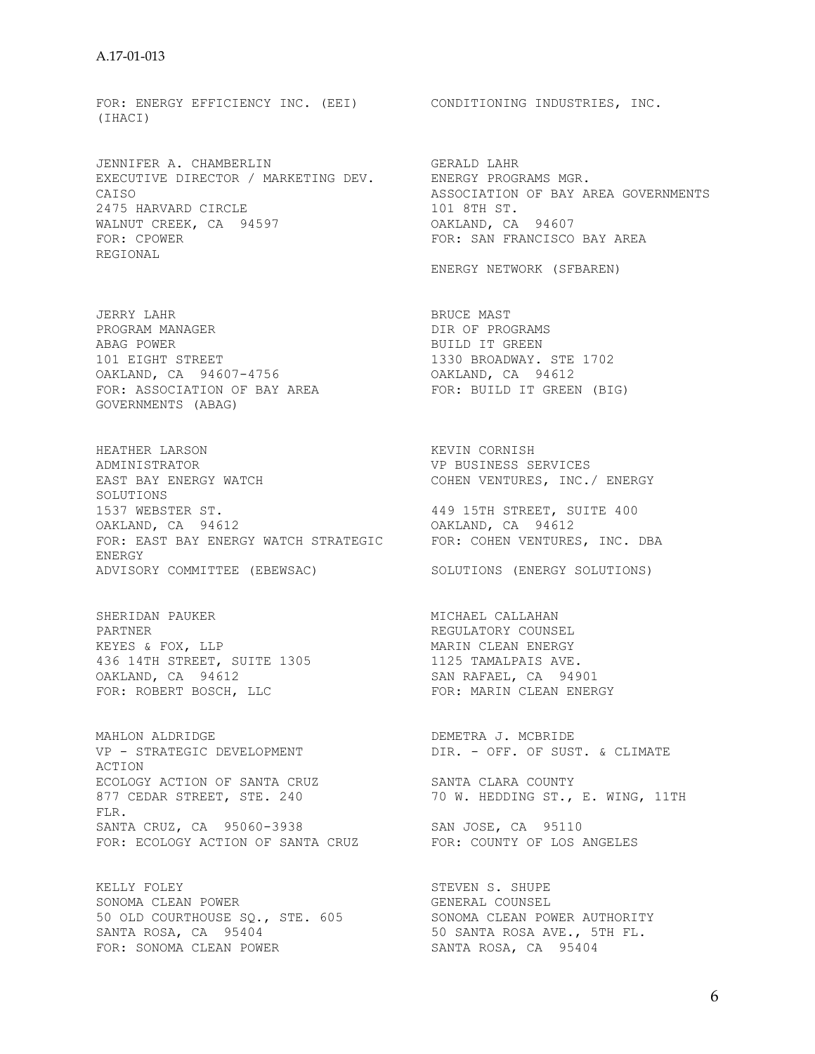FOR: ENERGY EFFICIENCY INC. (EEI)
(IHACI)

CONDITIONING INDUSTRIES, INC.

JENNIFER A. CHAMBERLIN
EXECUTIVE DIRECTOR / MARKETING DEV.
CAISO
2475 HARVARD CIRCLE
WALNUT CREEK, CA 94597
FOR: CPOWER
REGIONAL

GERALD LAHR
ENERGY PROGRAMS MGR.
ASSOCIATION OF BAY AREA GOVERNMENTS
101 8TH ST.
OAKLAND, CA 94607
FOR: SAN FRANCISCO BAY AREA
ENERGY NETWORK (SFBAREN)

JERRY LAHR
PROGRAM MANAGER
ABAG POWER
101 EIGHT STREET
OAKLAND, CA 94607-4756
FOR: ASSOCIATION OF BAY AREA
GOVERNMENTS (ABAG)

BRUCE MAST
DIR OF PROGRAMS
BUILD IT GREEN
1330 BROADWAY. STE 1702
OAKLAND, CA 94612
FOR: BUILD IT GREEN (BIG)

HEATHER LARSON
ADMINISTRATOR
EAST BAY ENERGY WATCH
1537 WEBSTER ST.
OAKLAND, CA 94612
FOR: EAST BAY ENERGY WATCH STRATEGIC
ENERGY
ADVISORY COMMITTEE (EBEWSAC)

KEVIN CORNISH
VP BUSINESS SERVICES
COHEN VENTURES, INC./ ENERGY
SOLUTIONS
449 15TH STREET, SUITE 400
OAKLAND, CA 94612
FOR: COHEN VENTURES, INC. DBA
SOLUTIONS (ENERGY SOLUTIONS)

SHERIDAN PAUKER
PARTNER
KEYES & FOX, LLP
436 14TH STREET, SUITE 1305
OAKLAND, CA 94612
FOR: ROBERT BOSCH, LLC

MICHAEL CALLAHAN
REGULATORY COUNSEL
MARIN CLEAN ENERGY
1125 TAMALPAIS AVE.
SAN RAFAEL, CA 94901
FOR: MARIN CLEAN ENERGY

MAHLON ALDRIDGE
VP - STRATEGIC DEVELOPMENT
ACTION
ECOLOGY ACTION OF SANTA CRUZ
877 CEDAR STREET, STE. 240
SANTA CRUZ, CA 95060-3938
FOR: ECOLOGY ACTION OF SANTA CRUZ

DEMETRA J. MCBRIDE
DIR. - OFF. OF SUST. & CLIMATE
SANTA CLARA COUNTY
70 W. HEDDING ST., E. WING, 11TH
FLR.
SAN JOSE, CA 95110
FOR: COUNTY OF LOS ANGELES

KELLY FOLEY
SONOMA CLEAN POWER
50 OLD COURTHOUSE SQ., STE. 605
SANTA ROSA, CA 95404
FOR: SONOMA CLEAN POWER

STEVEN S. SHUPE
GENERAL COUNSEL
SONOMA CLEAN POWER AUTHORITY
50 SANTA ROSA AVE., 5TH FL.
SANTA ROSA, CA 95404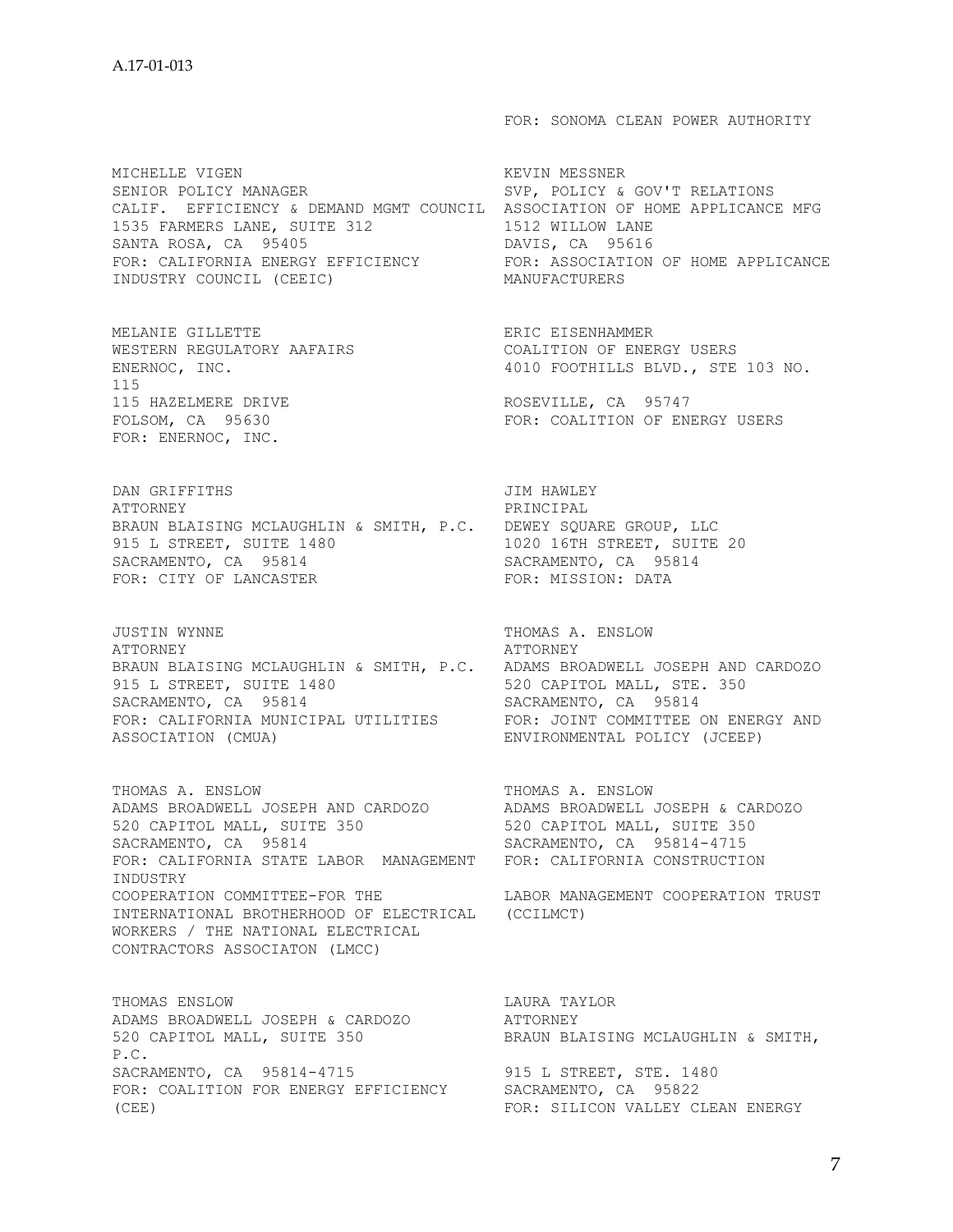FOR: SONOMA CLEAN POWER AUTHORITY

MICHELLE VIGEN
SENIOR POLICY MANAGER
CALIF. EFFICIENCY & DEMAND MGMT COUNCIL
1535 FARMERS LANE, SUITE 312
SANTA ROSA, CA 95405
FOR: CALIFORNIA ENERGY EFFICIENCY INDUSTRY COUNCIL (CEEIC)

KEVIN MESSNER
SVP, POLICY & GOV'T RELATIONS
ASSOCIATION OF HOME APPLIANCE MFG
1512 WILLOW LANE
DAVIS, CA 95616
FOR: ASSOCIATION OF HOME APPLICANCE MANUFACTURERS

MELANIE GILLETTE
WESTERN REGULATORY AAFAIRS
ENERNOC, INC.
115
115 HAZELMERE DRIVE
FOLSOM, CA 95630
FOR: ENERNOC, INC.

ERIC EISENHAMMER
COALITION OF ENERGY USERS
4010 FOOTHILLS BLVD., STE 103 NO.
ROSEVILLE, CA 95747
FOR: COALITION OF ENERGY USERS

DAN GRIFFITHS
ATTORNEY
BRAUN BLAISING MCLAUGHLIN & SMITH, P.C.
915 L STREET, SUITE 1480
SACRAMENTO, CA 95814
FOR: CITY OF LANCASTER

JIM HAWLEY
PRINCIPAL
DEWEY SQUARE GROUP, LLC
1020 16TH STREET, SUITE 20
SACRAMENTO, CA 95814
FOR: MISSION: DATA

JUSTIN WYNNE
ATTORNEY
BRAUN BLAISING MCLAUGHLIN & SMITH, P.C.
915 L STREET, SUITE 1480
SACRAMENTO, CA 95814
FOR: CALIFORNIA MUNICIPAL UTILITIES ASSOCIATION (CMUA)

THOMAS A. ENSLOW
ATTORNEY
ADAMS BROADWELL JOSEPH AND CARDOZO
520 CAPITOL MALL, STE. 350
SACRAMENTO, CA 95814
FOR: JOINT COMMITTEE ON ENERGY AND ENVIRONMENTAL POLICY (JCEEP)

THOMAS A. ENSLOW
ADAMS BROADWELL JOSEPH AND CARDOZO
520 CAPITOL MALL, SUITE 350
SACRAMENTO, CA 95814
FOR: CALIFORNIA STATE LABOR MANAGEMENT COOPERATION COMMITTEE-FOR THE INTERNATIONAL BROTHERHOOD OF ELECTRICAL WORKERS / THE NATIONAL ELECTRICAL CONTRACTORS ASSOCIATON (LMCC)

THOMAS A. ENSLOW
ADAMS BROADWELL JOSEPH & CARDOZO
520 CAPITOL MALL, SUITE 350
SACRAMENTO, CA 95814-4715
FOR: CALIFORNIA CONSTRUCTION INDUSTRY LABOR MANAGEMENT COOPERATION TRUST (CCILMCT)

THOMAS ENSLOW
ADAMS BROADWELL JOSEPH & CARDOZO
520 CAPITOL MALL, SUITE 350
SACRAMENTO, CA 95814-4715
FOR: COALITION FOR ENERGY EFFICIENCY (CEE)

LAURA TAYLOR
ATTORNEY
BRAUN BLAISING MCLAUGHLIN & SMITH, P.C.
915 L STREET, STE. 1480
SACRAMENTO, CA 95822
FOR: SILICON VALLEY CLEAN ENERGY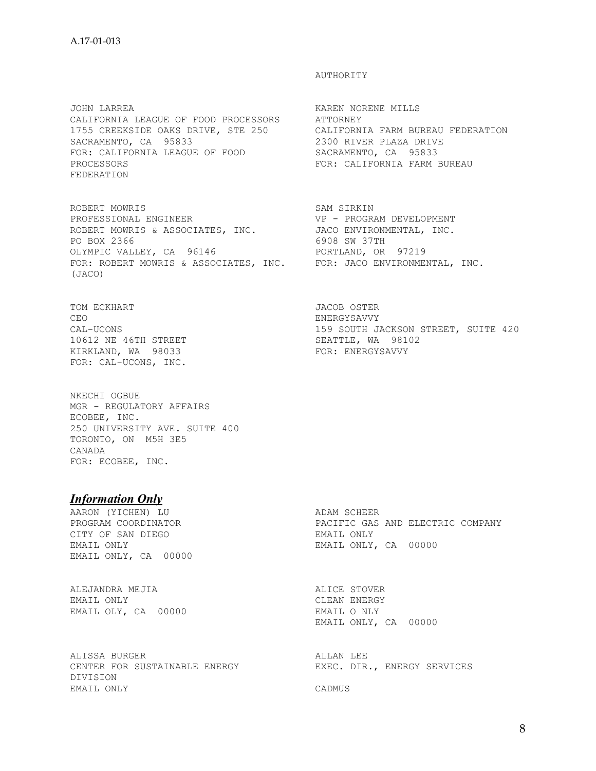AUTHORITY

JOHN LARREA
CALIFORNIA LEAGUE OF FOOD PROCESSORS
1755 CREEKSIDE OAKS DRIVE, STE 250
SACRAMENTO, CA 95833
FOR: CALIFORNIA LEAGUE OF FOOD PROCESSORS

KAREN NORENE MILLS
ATTORNEY
CALIFORNIA FARM BUREAU FEDERATION
2300 RIVER PLAZA DRIVE
SACRAMENTO, CA 95833
FOR: CALIFORNIA FARM BUREAU FEDERATION

ROBERT MOWRIS
PROFESSIONAL ENGINEER
ROBERT MOWRIS & ASSOCIATES, INC.
PO BOX 2366
OLYMPIC VALLEY, CA 96146
FOR: ROBERT MOWRIS & ASSOCIATES, INC.

SAM SIRKIN
VP - PROGRAM DEVELOPMENT
JACO ENVIRONMENTAL, INC.
6908 SW 37TH
PORTLAND, OR 97219
FOR: JACO ENVIRONMENTAL, INC. (JACO)

TOM ECKHART
CEO
CAL-UCONS
10612 NE 46TH STREET
KIRKLAND, WA 98033
FOR: CAL-UCONS, INC.

JACOB OSTER
ENERGYSAVVY
159 SOUTH JACKSON STREET, SUITE 420
SEATTLE, WA 98102
FOR: ENERGYSAVVY

NKECHI OGBUE
MGR - REGULATORY AFFAIRS
ECOBEE, INC.
250 UNIVERSITY AVE. SUITE 400
TORONTO, ON M5H 3E5
CANADA
FOR: ECOBEE, INC.

## ***Information Only***

AARON (YICHEN) LU
PROGRAM COORDINATOR
CITY OF SAN DIEGO
EMAIL ONLY
EMAIL ONLY, CA 00000

ADAM SCHEER
PACIFIC GAS AND ELECTRIC COMPANY
EMAIL ONLY
EMAIL ONLY, CA 00000

ALEJANDRA MEJIA
EMAIL ONLY
EMAIL OLY, CA 00000

ALICE STOVER
CLEAN ENERGY
EMAIL O NLY
EMAIL ONLY, CA 00000

ALISSA BURGER
CENTER FOR SUSTAINABLE ENERGY DIVISION
EMAIL ONLY

ALLAN LEE
EXEC. DIR., ENERGY SERVICES
CADMUS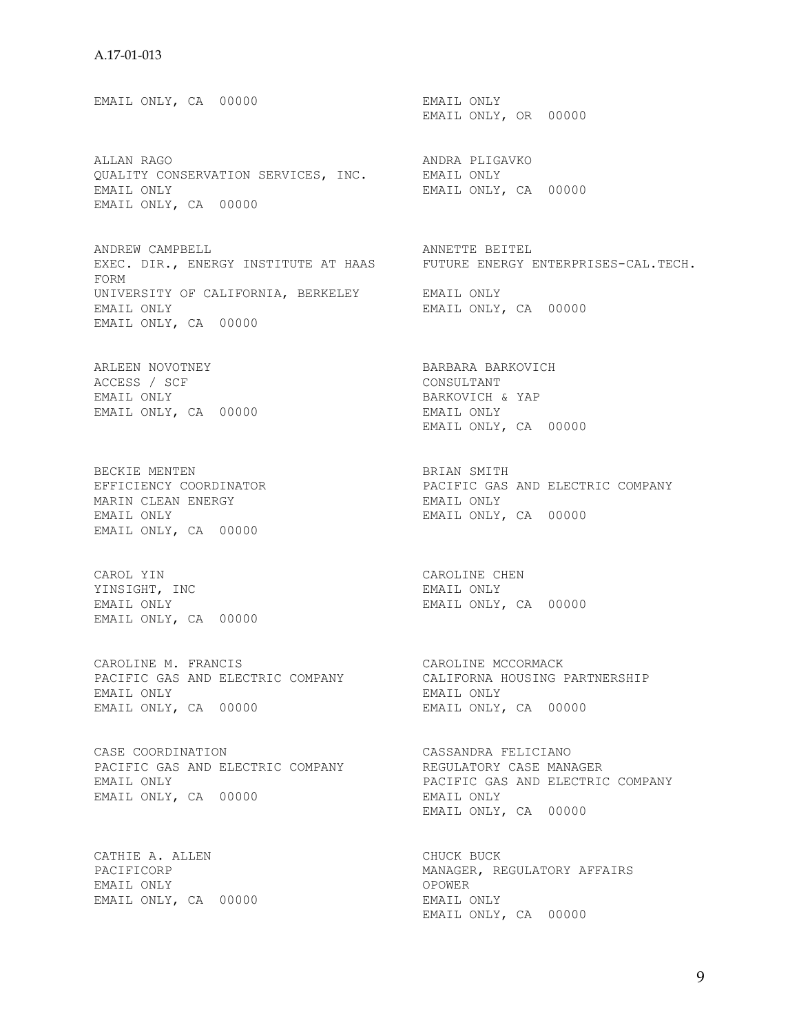EMAIL ONLY, CA 00000

EMAIL ONLY
EMAIL ONLY, OR 00000

ALLAN RAGO
QUALITY CONSERVATION SERVICES, INC.
EMAIL ONLY
EMAIL ONLY, CA 00000

ANDRA PLIGAVKO
EMAIL ONLY
EMAIL ONLY, CA 00000

ANDREW CAMPBELL
EXEC. DIR., ENERGY INSTITUTE AT HAAS FORM
UNIVERSITY OF CALIFORNIA, BERKELEY
EMAIL ONLY
EMAIL ONLY, CA 00000

ANNETTE BEITEL
FUTURE ENERGY ENTERPRISES-CAL.TECH.
EMAIL ONLY
EMAIL ONLY, CA 00000

ARLEEN NOVOTNEY
ACCESS / SCF
EMAIL ONLY
EMAIL ONLY, CA 00000

BARBARA BARKOVICH
CONSULTANT
BARKOVICH & YAP
EMAIL ONLY
EMAIL ONLY, CA 00000

BECKIE MENTEN
EFFICIENCY COORDINATOR
MARIN CLEAN ENERGY
EMAIL ONLY
EMAIL ONLY, CA 00000

BRIAN SMITH
PACIFIC GAS AND ELECTRIC COMPANY
EMAIL ONLY
EMAIL ONLY, CA 00000

CAROL YIN
YINSIGHT, INC
EMAIL ONLY
EMAIL ONLY, CA 00000

CAROLINE CHEN
EMAIL ONLY
EMAIL ONLY, CA 00000

CAROLINE M. FRANCIS
PACIFIC GAS AND ELECTRIC COMPANY
EMAIL ONLY
EMAIL ONLY, CA 00000

CAROLINE MCCORMACK
CALIFORNA HOUSING PARTNERSHIP
EMAIL ONLY
EMAIL ONLY, CA 00000

CASE COORDINATION
PACIFIC GAS AND ELECTRIC COMPANY
EMAIL ONLY
EMAIL ONLY, CA 00000

CASSANDRA FELICIANO
REGULATORY CASE MANAGER
PACIFIC GAS AND ELECTRIC COMPANY
EMAIL ONLY
EMAIL ONLY, CA 00000

CATHIE A. ALLEN
PACIFICORP
EMAIL ONLY
EMAIL ONLY, CA 00000

CHUCK BUCK
MANAGER, REGULATORY AFFAIRS
OPOWER
EMAIL ONLY
EMAIL ONLY, CA 00000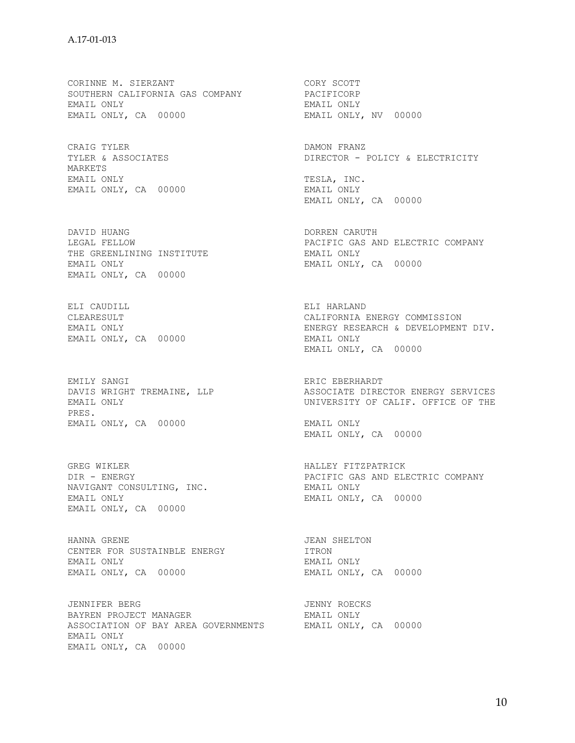CORINNE M. SIERZANT
SOUTHERN CALIFORNIA GAS COMPANY
EMAIL ONLY
EMAIL ONLY, CA 00000

CORY SCOTT
PACIFICORP
EMAIL ONLY
EMAIL ONLY, NV 00000

CRAIG TYLER
TYLER & ASSOCIATES
EMAIL ONLY
EMAIL ONLY, CA 00000

DAMON FRANZ
DIRECTOR - POLICY & ELECTRICITY MARKETS
TESLA, INC.
EMAIL ONLY
EMAIL ONLY, CA 00000

DAVID HUANG
LEGAL FELLOW
THE GREENLINING INSTITUTE
EMAIL ONLY
EMAIL ONLY, CA 00000

DORREN CARUTH
PACIFIC GAS AND ELECTRIC COMPANY
EMAIL ONLY
EMAIL ONLY, CA 00000

ELI CAUDILL
CLEARESULT
EMAIL ONLY
EMAIL ONLY, CA 00000

ELI HARLAND
CALIFORNIA ENERGY COMMISSION
ENERGY RESEARCH & DEVELOPMENT DIV.
EMAIL ONLY
EMAIL ONLY, CA 00000

EMILY SANGI
DAVIS WRIGHT TREMAINE, LLP
EMAIL ONLY
EMAIL ONLY, CA 00000

ERIC EBERHARDT
ASSOCIATE DIRECTOR ENERGY SERVICES
UNIVERSITY OF CALIF. OFFICE OF THE PRES.
EMAIL ONLY
EMAIL ONLY, CA 00000

GREG WIKLER
DIR - ENERGY
NAVIGANT CONSULTING, INC.
EMAIL ONLY
EMAIL ONLY, CA 00000

HALLEY FITZPATRICK
PACIFIC GAS AND ELECTRIC COMPANY
EMAIL ONLY
EMAIL ONLY, CA 00000

HANNA GRENE
CENTER FOR SUSTAINBLE ENERGY
EMAIL ONLY
EMAIL ONLY, CA 00000

JEAN SHELTON
ITRON
EMAIL ONLY
EMAIL ONLY, CA 00000

JENNIFER BERG
BAYREN PROJECT MANAGER
ASSOCIATION OF BAY AREA GOVERNMENTS
EMAIL ONLY
EMAIL ONLY, CA 00000

JENNY ROECKS
EMAIL ONLY
EMAIL ONLY, CA 00000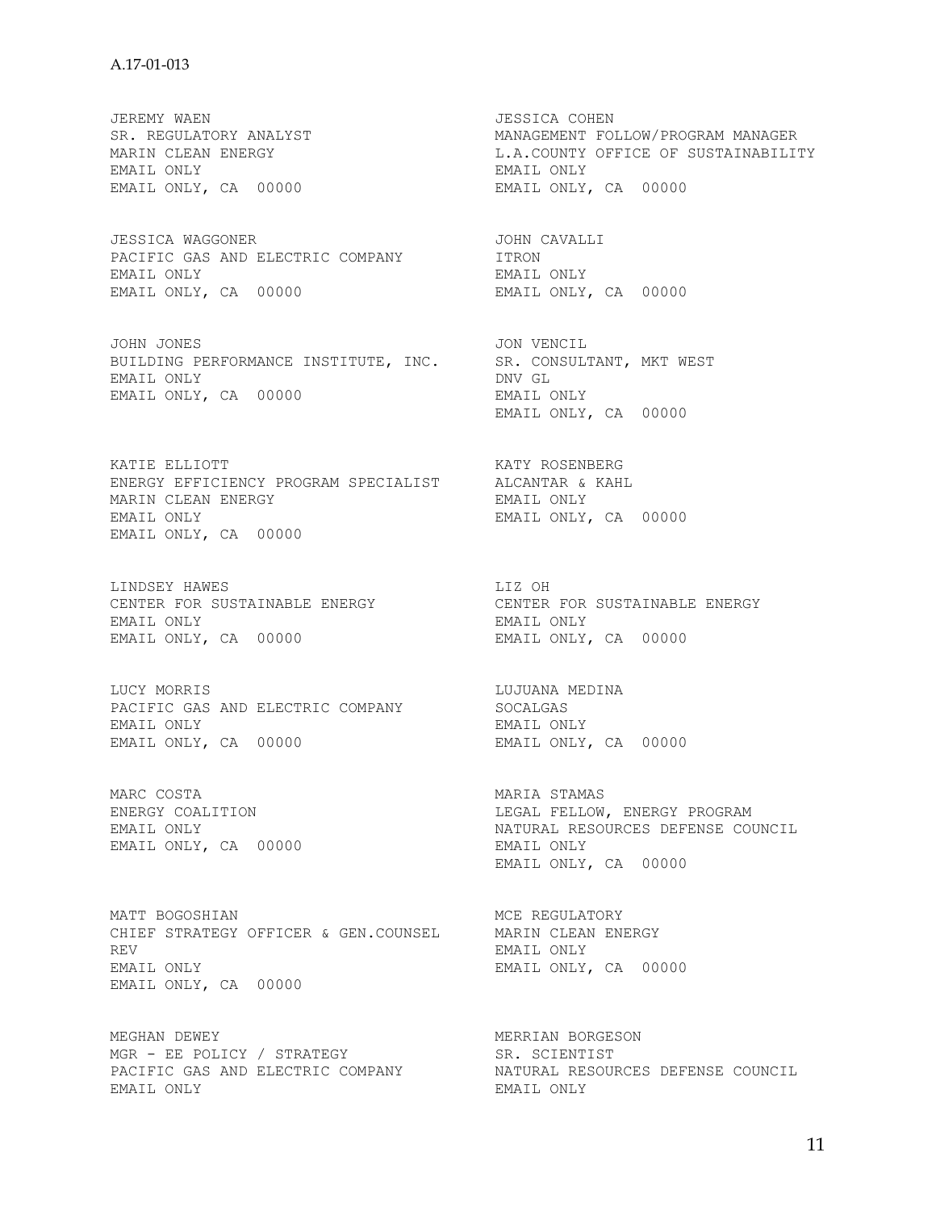JEREMY WAEN
SR. REGULATORY ANALYST
MARIN CLEAN ENERGY
EMAIL ONLY
EMAIL ONLY, CA 00000

JESSICA COHEN
MANAGEMENT FOLLOW/PROGRAM MANAGER
L.A.COUNTY OFFICE OF SUSTAINABILITY
EMAIL ONLY
EMAIL ONLY, CA 00000

JESSICA WAGGONER
PACIFIC GAS AND ELECTRIC COMPANY
EMAIL ONLY
EMAIL ONLY, CA 00000

JOHN CAVALLI
ITRON
EMAIL ONLY
EMAIL ONLY, CA 00000

JOHN JONES
BUILDING PERFORMANCE INSTITUTE, INC.
EMAIL ONLY
EMAIL ONLY, CA 00000

JON VENCIL
SR. CONSULTANT, MKT WEST
DNV GL
EMAIL ONLY
EMAIL ONLY, CA 00000

KATIE ELLIOTT
ENERGY EFFICIENCY PROGRAM SPECIALIST
MARIN CLEAN ENERGY
EMAIL ONLY
EMAIL ONLY, CA 00000

KATY ROSENBERG
ALCANTAR & KAHL
EMAIL ONLY
EMAIL ONLY, CA 00000

LINDSEY HAWES
CENTER FOR SUSTAINABLE ENERGY
EMAIL ONLY
EMAIL ONLY, CA 00000

LIZ OH
CENTER FOR SUSTAINABLE ENERGY
EMAIL ONLY
EMAIL ONLY, CA 00000

LUCY MORRIS
PACIFIC GAS AND ELECTRIC COMPANY
EMAIL ONLY
EMAIL ONLY, CA 00000

LUJUANA MEDINA
SOCALGAS
EMAIL ONLY
EMAIL ONLY, CA 00000

MARC COSTA
ENERGY COALITION
EMAIL ONLY
EMAIL ONLY, CA 00000

MARIA STAMAS
LEGAL FELLOW, ENERGY PROGRAM
NATURAL RESOURCES DEFENSE COUNCIL
EMAIL ONLY
EMAIL ONLY, CA 00000

MATT BOGOSHIAN
CHIEF STRATEGY OFFICER & GEN.COUNSEL
REV
EMAIL ONLY
EMAIL ONLY, CA 00000

MCE REGULATORY
MARIN CLEAN ENERGY
EMAIL ONLY
EMAIL ONLY, CA 00000

MEGHAN DEWEY
MGR - EE POLICY / STRATEGY
PACIFIC GAS AND ELECTRIC COMPANY
EMAIL ONLY

MERRIAN BORGESON
SR. SCIENTIST
NATURAL RESOURCES DEFENSE COUNCIL
EMAIL ONLY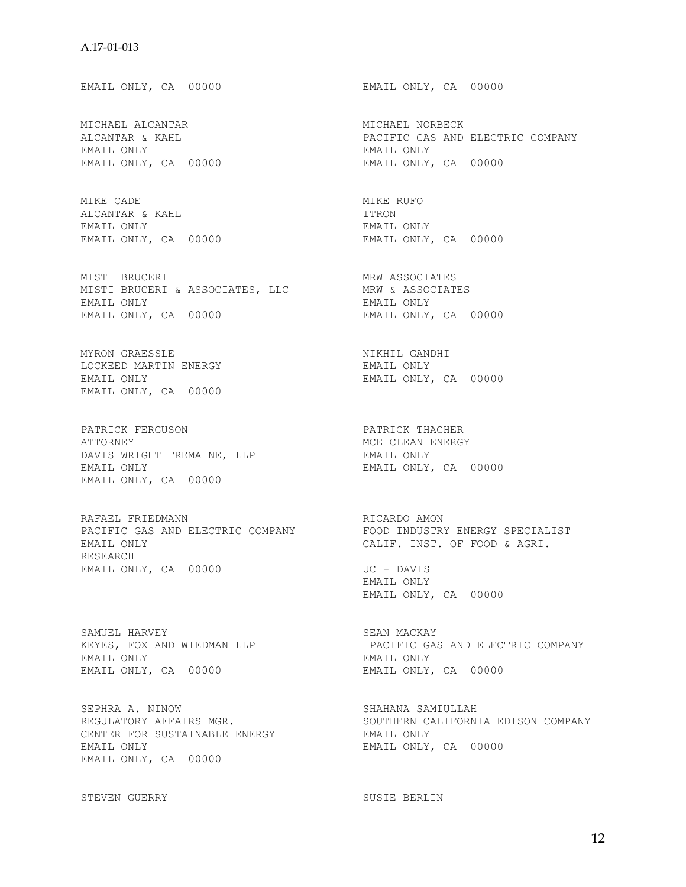EMAIL ONLY, CA 00000

EMAIL ONLY, CA 00000

MICHAEL ALCANTAR
ALCANTAR & KAHL
EMAIL ONLY
EMAIL ONLY, CA 00000

MICHAEL NORBECK
PACIFIC GAS AND ELECTRIC COMPANY
EMAIL ONLY
EMAIL ONLY, CA 00000

MIKE CADE
ALCANTAR & KAHL
EMAIL ONLY
EMAIL ONLY, CA 00000

MIKE RUFO
ITRON
EMAIL ONLY
EMAIL ONLY, CA 00000

MISTI BRUCERI
MISTI BRUCERI & ASSOCIATES, LLC
EMAIL ONLY
EMAIL ONLY, CA 00000

MRW ASSOCIATES
MRW & ASSOCIATES
EMAIL ONLY
EMAIL ONLY, CA 00000

MYRON GRAESSLE
LOCKEED MARTIN ENERGY
EMAIL ONLY
EMAIL ONLY, CA 00000

NIKHIL GANDHI
EMAIL ONLY
EMAIL ONLY, CA 00000

PATRICK FERGUSON
ATTORNEY
DAVIS WRIGHT TREMAINE, LLP
EMAIL ONLY
EMAIL ONLY, CA 00000

PATRICK THACHER
MCE CLEAN ENERGY
EMAIL ONLY
EMAIL ONLY, CA 00000

RAFAEL FRIEDMANN
PACIFIC GAS AND ELECTRIC COMPANY
EMAIL ONLY
RESEARCH
EMAIL ONLY, CA 00000

RICARDO AMON
FOOD INDUSTRY ENERGY SPECIALIST
CALIF. INST. OF FOOD & AGRI.
UC - DAVIS
EMAIL ONLY
EMAIL ONLY, CA 00000

SAMUEL HARVEY
KEYES, FOX AND WIEDMAN LLP
EMAIL ONLY
EMAIL ONLY, CA 00000

SEAN MACKAY
PACIFIC GAS AND ELECTRIC COMPANY
EMAIL ONLY
EMAIL ONLY, CA 00000

SEPHRA A. NINOW
REGULATORY AFFAIRS MGR.
CENTER FOR SUSTAINABLE ENERGY
EMAIL ONLY
EMAIL ONLY, CA 00000

SHAHANA SAMIULLAH
SOUTHERN CALIFORNIA EDISON COMPANY
EMAIL ONLY
EMAIL ONLY, CA 00000

STEVEN GUERRY

SUSIE BERLIN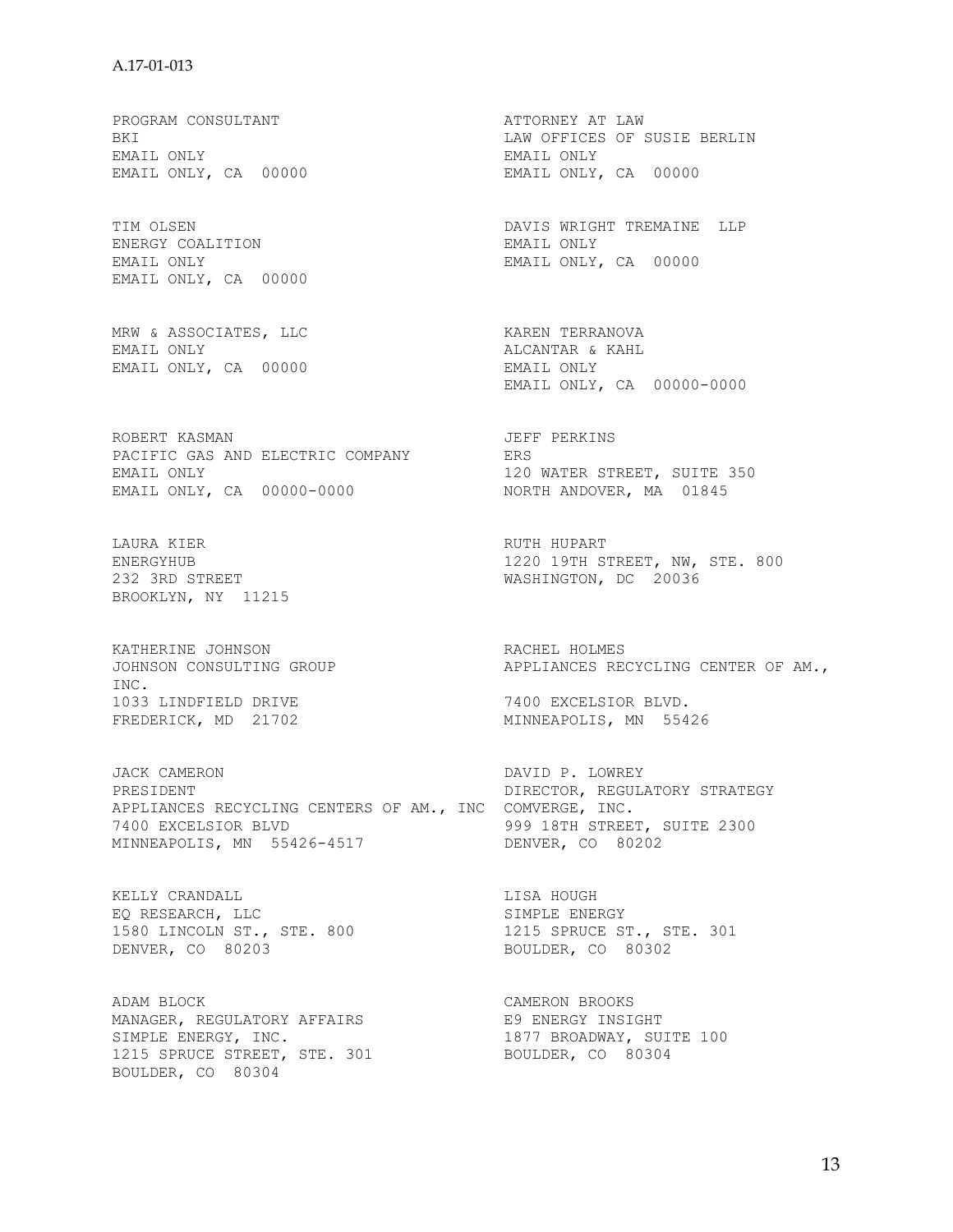PROGRAM CONSULTANT
BKI
EMAIL ONLY
EMAIL ONLY, CA 00000

ATTORNEY AT LAW
LAW OFFICES OF SUSIE BERLIN
EMAIL ONLY
EMAIL ONLY, CA 00000

TIM OLSEN
ENERGY COALITION
EMAIL ONLY
EMAIL ONLY, CA 00000

DAVIS WRIGHT TREMAINE LLP
EMAIL ONLY
EMAIL ONLY, CA 00000

MRW & ASSOCIATES, LLC
EMAIL ONLY
EMAIL ONLY, CA 00000

KAREN TERRANOVA
ALCANTAR & KAHL
EMAIL ONLY
EMAIL ONLY, CA 00000-0000

ROBERT KASMAN
PACIFIC GAS AND ELECTRIC COMPANY
EMAIL ONLY
EMAIL ONLY, CA 00000-0000

JEFF PERKINS
ERS
120 WATER STREET, SUITE 350
NORTH ANDOVER, MA 01845

LAURA KIER
ENERGYHUB
232 3RD STREET
BROOKLYN, NY 11215

RUTH HUPART
1220 19TH STREET, NW, STE. 800
WASHINGTON, DC 20036

KATHERINE JOHNSON
JOHNSON CONSULTING GROUP
INC.
1033 LINDFIELD DRIVE
FREDERICK, MD 21702

RACHEL HOLMES
APPLIANCES RECYCLING CENTER OF AM.,
7400 EXCELSIOR BLVD.
MINNEAPOLIS, MN 55426

JACK CAMERON
PRESIDENT
APPLIANCES RECYCLING CENTERS OF AM., INC
7400 EXCELSIOR BLVD
MINNEAPOLIS, MN 55426-4517

DAVID P. LOWREY
DIRECTOR, REGULATORY STRATEGY
COMVERGE, INC.
999 18TH STREET, SUITE 2300
DENVER, CO 80202

KELLY CRANDALL
EQ RESEARCH, LLC
1580 LINCOLN ST., STE. 800
DENVER, CO 80203

LISA HOUGH
SIMPLE ENERGY
1215 SPRUCE ST., STE. 301
BOULDER, CO 80302

ADAM BLOCK
MANAGER, REGULATORY AFFAIRS
SIMPLE ENERGY, INC.
1215 SPRUCE STREET, STE. 301
BOULDER, CO 80304

CAMERON BROOKS
E9 ENERGY INSIGHT
1877 BROADWAY, SUITE 100
BOULDER, CO 80304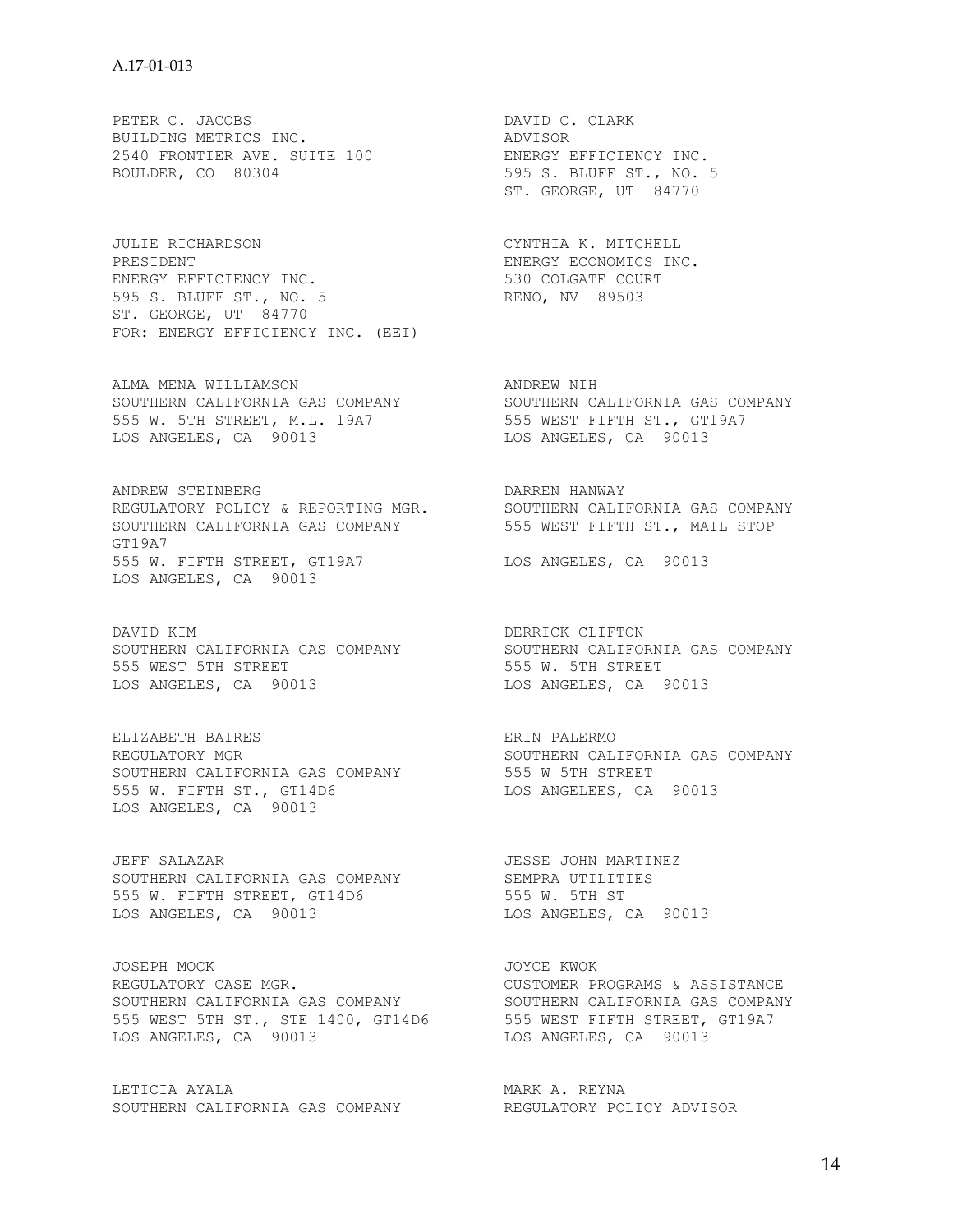PETER C. JACOBS
BUILDING METRICS INC.
2540 FRONTIER AVE. SUITE 100
BOULDER, CO 80304

DAVID C. CLARK
ADVISOR
ENERGY EFFICIENCY INC.
595 S. BLUFF ST., NO. 5
ST. GEORGE, UT 84770

JULIE RICHARDSON
PRESIDENT
ENERGY EFFICIENCY INC.
595 S. BLUFF ST., NO. 5
ST. GEORGE, UT 84770
FOR: ENERGY EFFICIENCY INC. (EEI)

CYNTHIA K. MITCHELL
ENERGY ECONOMICS INC.
530 COLGATE COURT
RENO, NV 89503

ALMA MENA WILLIAMSON
SOUTHERN CALIFORNIA GAS COMPANY
555 W. 5TH STREET, M.L. 19A7
LOS ANGELES, CA 90013

ANDREW NIH
SOUTHERN CALIFORNIA GAS COMPANY
555 WEST FIFTH ST., GT19A7
LOS ANGELES, CA 90013

ANDREW STEINBERG
REGULATORY POLICY & REPORTING MGR.
SOUTHERN CALIFORNIA GAS COMPANY
GT19A7
555 W. FIFTH STREET, GT19A7
LOS ANGELES, CA 90013

DARREN HANWAY
SOUTHERN CALIFORNIA GAS COMPANY
555 WEST FIFTH ST., MAIL STOP

LOS ANGELES, CA 90013

DAVID KIM
SOUTHERN CALIFORNIA GAS COMPANY
555 WEST 5TH STREET
LOS ANGELES, CA 90013

DERRICK CLIFTON
SOUTHERN CALIFORNIA GAS COMPANY
555 W. 5TH STREET
LOS ANGELES, CA 90013

ELIZABETH BAIRES
REGULATORY MGR
SOUTHERN CALIFORNIA GAS COMPANY
555 W. FIFTH ST., GT14D6
LOS ANGELES, CA 90013

ERIN PALERMO
SOUTHERN CALIFORNIA GAS COMPANY
555 W 5TH STREET
LOS ANGELEES, CA 90013

JEFF SALAZAR
SOUTHERN CALIFORNIA GAS COMPANY
555 W. FIFTH STREET, GT14D6
LOS ANGELES, CA 90013

JESSE JOHN MARTINEZ
SEMPRA UTILITIES
555 W. 5TH ST
LOS ANGELES, CA 90013

JOSEPH MOCK
REGULATORY CASE MGR.
SOUTHERN CALIFORNIA GAS COMPANY
555 WEST 5TH ST., STE 1400, GT14D6
LOS ANGELES, CA 90013

JOYCE KWOK
CUSTOMER PROGRAMS & ASSISTANCE
SOUTHERN CALIFORNIA GAS COMPANY
555 WEST FIFTH STREET, GT19A7
LOS ANGELES, CA 90013

LETICIA AYALA
SOUTHERN CALIFORNIA GAS COMPANY

MARK A. REYNA
REGULATORY POLICY ADVISOR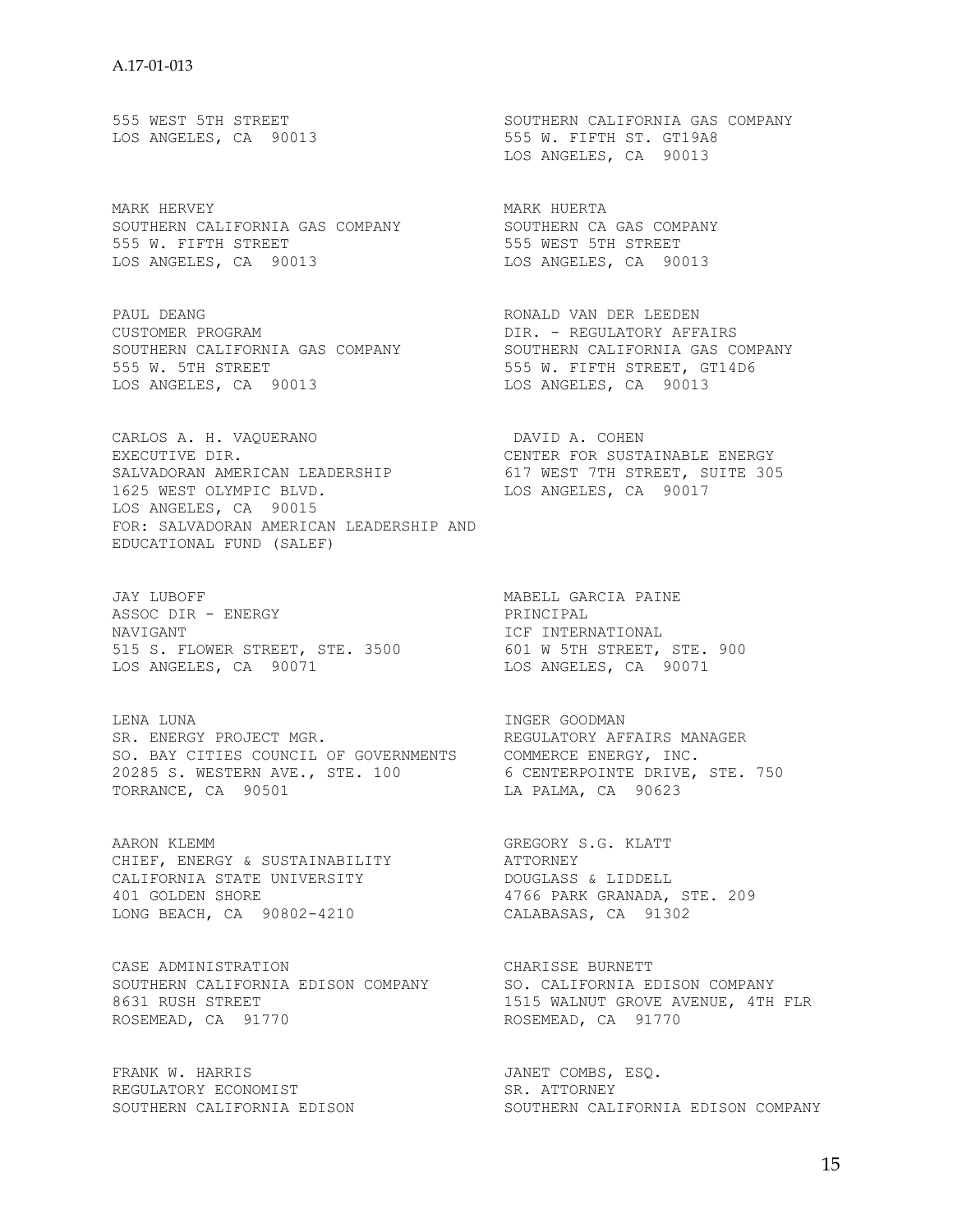555 WEST 5TH STREET
LOS ANGELES, CA 90013

SOUTHERN CALIFORNIA GAS COMPANY
555 W. FIFTH ST. GT19A8
LOS ANGELES, CA 90013

MARK HERVEY
SOUTHERN CALIFORNIA GAS COMPANY
555 W. FIFTH STREET
LOS ANGELES, CA 90013

MARK HUERTA
SOUTHERN CA GAS COMPANY
555 WEST 5TH STREET
LOS ANGELES, CA 90013

PAUL DEANG
CUSTOMER PROGRAM
SOUTHERN CALIFORNIA GAS COMPANY
555 W. 5TH STREET
LOS ANGELES, CA 90013

RONALD VAN DER LEEDEN
DIR. - REGULATORY AFFAIRS
SOUTHERN CALIFORNIA GAS COMPANY
555 W. FIFTH STREET, GT14D6
LOS ANGELES, CA 90013

CARLOS A. H. VAQUERANO
EXECUTIVE DIR.
SALVADORAN AMERICAN LEADERSHIP
1625 WEST OLYMPIC BLVD.
LOS ANGELES, CA 90015
FOR: SALVADORAN AMERICAN LEADERSHIP AND EDUCATIONAL FUND (SALEF)

DAVID A. COHEN
CENTER FOR SUSTAINABLE ENERGY
617 WEST 7TH STREET, SUITE 305
LOS ANGELES, CA 90017

JAY LUBOFF
ASSOC DIR - ENERGY
NAVIGANT
515 S. FLOWER STREET, STE. 3500
LOS ANGELES, CA 90071

MABELL GARCIA PAINE
PRINCIPAL
ICF INTERNATIONAL
601 W 5TH STREET, STE. 900
LOS ANGELES, CA 90071

LENA LUNA
SR. ENERGY PROJECT MGR.
SO. BAY CITIES COUNCIL OF GOVERNMENTS
20285 S. WESTERN AVE., STE. 100
TORRANCE, CA 90501

INGER GOODMAN
REGULATORY AFFAIRS MANAGER
COMMERCE ENERGY, INC.
6 CENTERPOINTE DRIVE, STE. 750
LA PALMA, CA 90623

AARON KLEMM
CHIEF, ENERGY & SUSTAINABILITY
CALIFORNIA STATE UNIVERSITY
401 GOLDEN SHORE
LONG BEACH, CA 90802-4210

GREGORY S.G. KLATT
ATTORNEY
DOUGLASS & LIDDELL
4766 PARK GRANADA, STE. 209
CALABASAS, CA 91302

CASE ADMINISTRATION
SOUTHERN CALIFORNIA EDISON COMPANY
8631 RUSH STREET
ROSEMEAD, CA 91770

CHARISSE BURNETT
SO. CALIFORNIA EDISON COMPANY
1515 WALNUT GROVE AVENUE, 4TH FLR
ROSEMEAD, CA 91770

FRANK W. HARRIS
REGULATORY ECONOMIST
SOUTHERN CALIFORNIA EDISON

JANET COMBS, ESQ.
SR. ATTORNEY
SOUTHERN CALIFORNIA EDISON COMPANY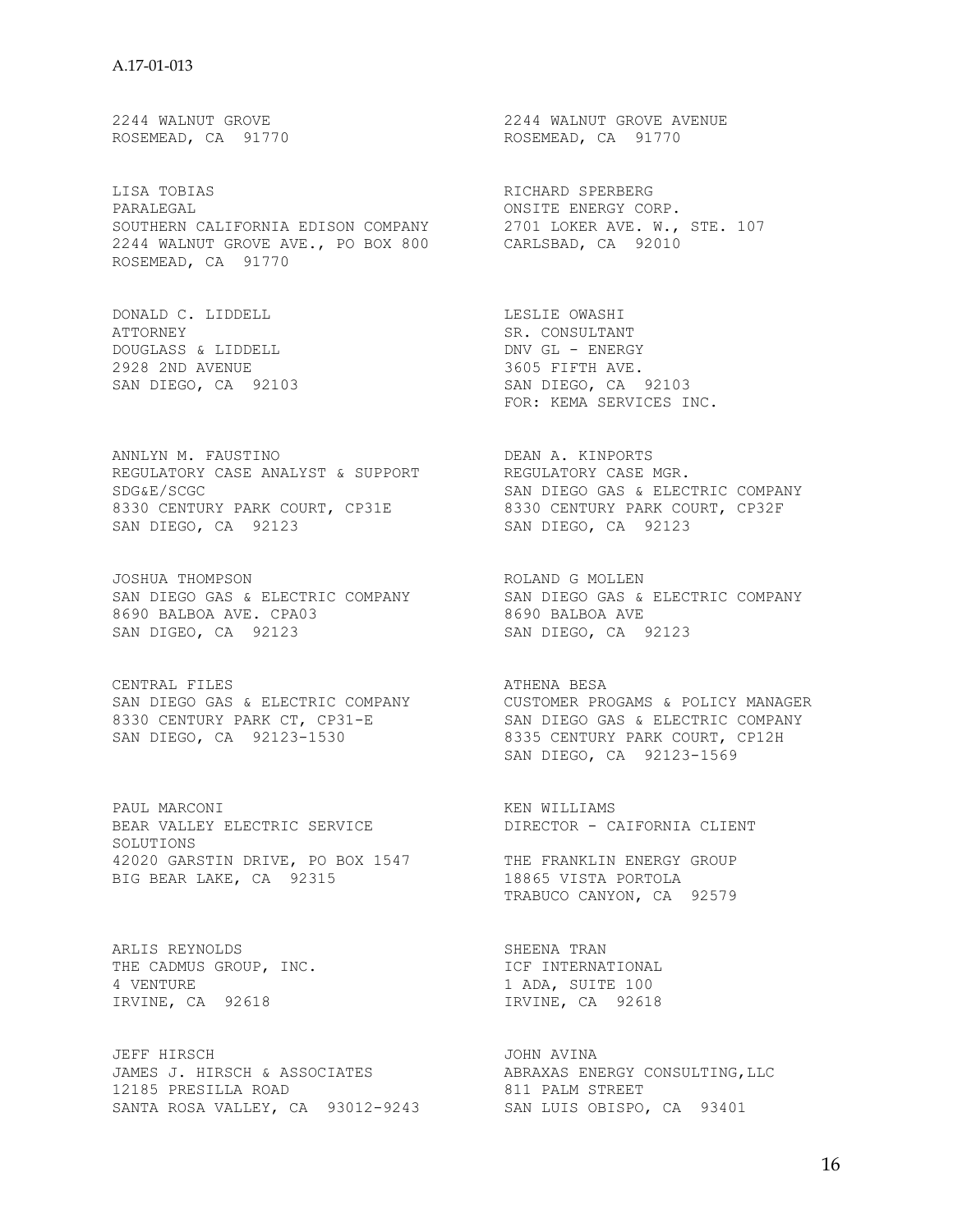2244 WALNUT GROVE
ROSEMEAD, CA 91770

2244 WALNUT GROVE AVENUE
ROSEMEAD, CA 91770

LISA TOBIAS
PARALEGAL
SOUTHERN CALIFORNIA EDISON COMPANY
2244 WALNUT GROVE AVE., PO BOX 800
ROSEMEAD, CA 91770

RICHARD SPERBERG
ONSITE ENERGY CORP.
2701 LOKER AVE. W., STE. 107
CARLSBAD, CA 92010

DONALD C. LIDDELL
ATTORNEY
DOUGLASS & LIDDELL
2928 2ND AVENUE
SAN DIEGO, CA 92103

LESLIE OWASHI
SR. CONSULTANT
DNV GL - ENERGY
3605 FIFTH AVE.
SAN DIEGO, CA 92103
FOR: KEMA SERVICES INC.

ANNLYN M. FAUSTINO
REGULATORY CASE ANALYST & SUPPORT
SDG&E/SCGC
8330 CENTURY PARK COURT, CP31E
SAN DIEGO, CA 92123

DEAN A. KINPORTS
REGULATORY CASE MGR.
SAN DIEGO GAS & ELECTRIC COMPANY
8330 CENTURY PARK COURT, CP32F
SAN DIEGO, CA 92123

JOSHUA THOMPSON
SAN DIEGO GAS & ELECTRIC COMPANY
8690 BALBOA AVE. CPA03
SAN DIGEO, CA 92123

ROLAND G MOLLEN
SAN DIEGO GAS & ELECTRIC COMPANY
8690 BALBOA AVE
SAN DIEGO, CA 92123

CENTRAL FILES
SAN DIEGO GAS & ELECTRIC COMPANY
8330 CENTURY PARK CT, CP31-E
SAN DIEGO, CA 92123-1530

ATHENA BESA
CUSTOMER PROGAMS & POLICY MANAGER
SAN DIEGO GAS & ELECTRIC COMPANY
8335 CENTURY PARK COURT, CP12H
SAN DIEGO, CA 92123-1569

PAUL MARCONI
BEAR VALLEY ELECTRIC SERVICE
SOLUTIONS
42020 GARSTIN DRIVE, PO BOX 1547
BIG BEAR LAKE, CA 92315

KEN WILLIAMS
DIRECTOR - CAIFORNIA CLIENT
THE FRANKLIN ENERGY GROUP
18865 VISTA PORTOLA
TRABUCO CANYON, CA 92579

ARLIS REYNOLDS
THE CADMUS GROUP, INC.
4 VENTURE
IRVINE, CA 92618

SHEENA TRAN
ICF INTERNATIONAL
1 ADA, SUITE 100
IRVINE, CA 92618

JEFF HIRSCH
JAMES J. HIRSCH & ASSOCIATES
12185 PRESILLA ROAD
SANTA ROSA VALLEY, CA 93012-9243

JOHN AVINA
ABRAXAS ENERGY CONSULTING,LLC
811 PALM STREET
SAN LUIS OBISPO, CA 93401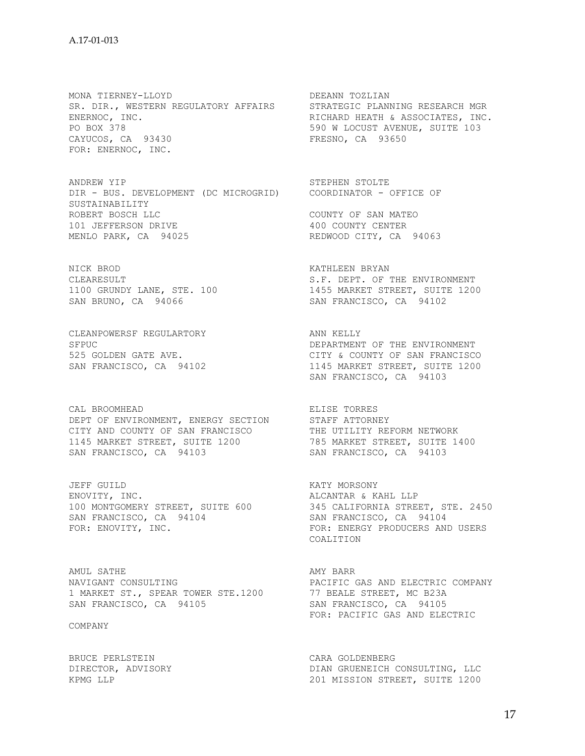MONA TIERNEY-LLOYD
SR. DIR., WESTERN REGULATORY AFFAIRS
ENERNOC, INC.
PO BOX 378
CAYUCOS, CA 93430
FOR: ENERNOC, INC.

DEEANN TOZLIAN
STRATEGIC PLANNING RESEARCH MGR
RICHARD HEATH & ASSOCIATES, INC.
590 W LOCUST AVENUE, SUITE 103
FRESNO, CA 93650

ANDREW YIP
DIR - BUS. DEVELOPMENT (DC MICROGRID)
ROBERT BOSCH LLC
101 JEFFERSON DRIVE
MENLO PARK, CA 94025

STEPHEN STOLTE
COORDINATOR - OFFICE OF SUSTAINABILITY
COUNTY OF SAN MATEO
400 COUNTY CENTER
REDWOOD CITY, CA 94063

NICK BROD
CLEARESULT
1100 GRUNDY LANE, STE. 100
SAN BRUNO, CA 94066

KATHLEEN BRYAN
S.F. DEPT. OF THE ENVIRONMENT
1455 MARKET STREET, SUITE 1200
SAN FRANCISCO, CA 94102

CLEANPOWERSF REGULARTORY
SFPUC
525 GOLDEN GATE AVE.
SAN FRANCISCO, CA 94102

ANN KELLY
DEPARTMENT OF THE ENVIRONMENT
CITY & COUNTY OF SAN FRANCISCO
1145 MARKET STREET, SUITE 1200
SAN FRANCISCO, CA 94103

CAL BROOMHEAD
DEPT OF ENVIRONMENT, ENERGY SECTION
CITY AND COUNTY OF SAN FRANCISCO
1145 MARKET STREET, SUITE 1200
SAN FRANCISCO, CA 94103

ELISE TORRES
STAFF ATTORNEY
THE UTILITY REFORM NETWORK
785 MARKET STREET, SUITE 1400
SAN FRANCISCO, CA 94103

JEFF GUILD
ENOVITY, INC.
100 MONTGOMERY STREET, SUITE 600
SAN FRANCISCO, CA 94104
FOR: ENOVITY, INC.

KATY MORSONY
ALCANTAR & KAHL LLP
345 CALIFORNIA STREET, STE. 2450
SAN FRANCISCO, CA 94104
FOR: ENERGY PRODUCERS AND USERS COALITION

AMUL SATHE
NAVIGANT CONSULTING
1 MARKET ST., SPEAR TOWER STE.1200
SAN FRANCISCO, CA 94105

AMY BARR
PACIFIC GAS AND ELECTRIC COMPANY
77 BEALE STREET, MC B23A
SAN FRANCISCO, CA 94105
FOR: PACIFIC GAS AND ELECTRIC COMPANY

BRUCE PERLSTEIN
DIRECTOR, ADVISORY
KPMG LLP

CARA GOLDENBERG
DIAN GRUENEICH CONSULTING, LLC
201 MISSION STREET, SUITE 1200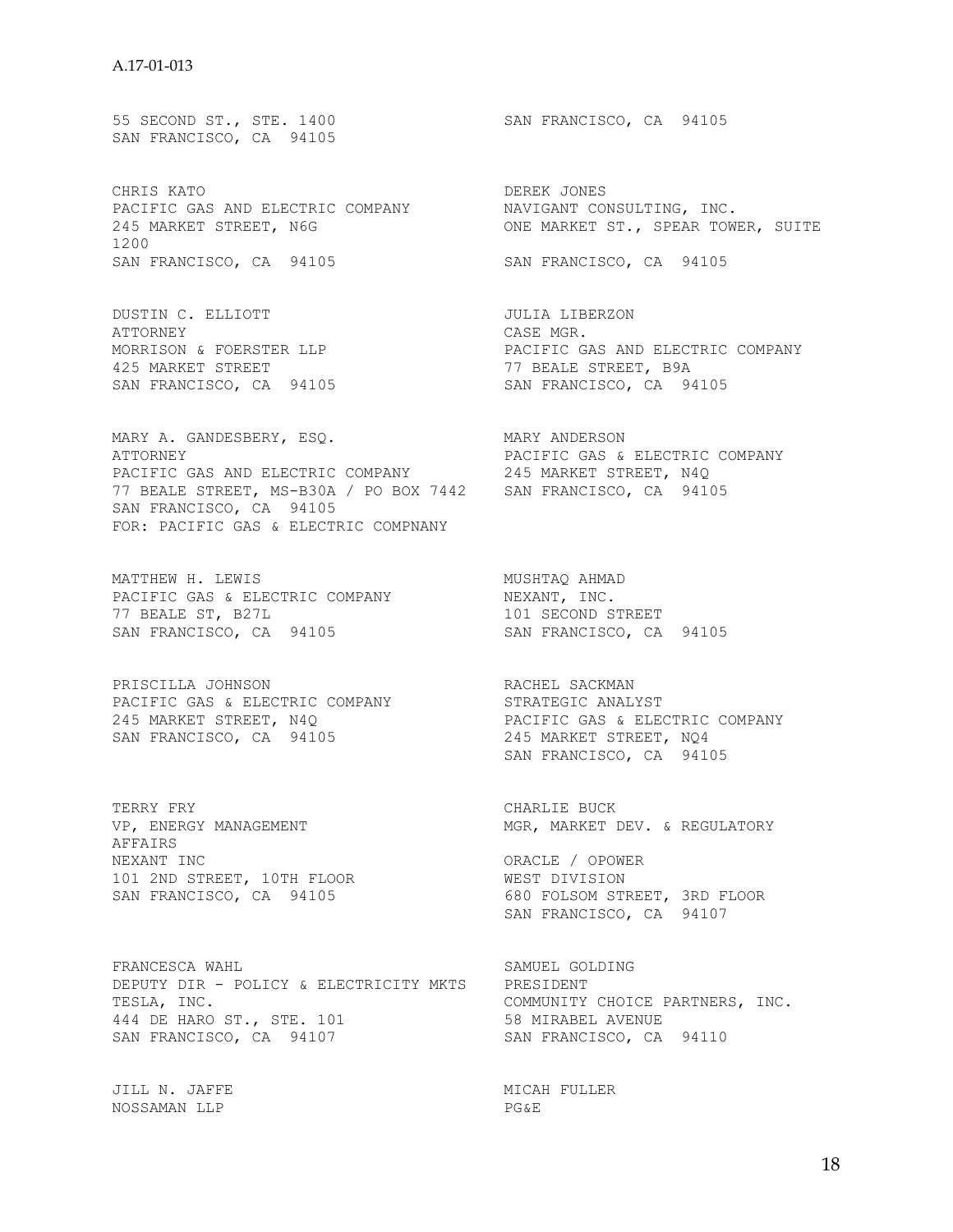55 SECOND ST., STE. 1400
SAN FRANCISCO, CA 94105

SAN FRANCISCO, CA 94105

CHRIS KATO
PACIFIC GAS AND ELECTRIC COMPANY
245 MARKET STREET, N6G
SAN FRANCISCO, CA 94105

DEREK JONES
NAVIGANT CONSULTING, INC.
ONE MARKET ST., SPEAR TOWER, SUITE 1200
SAN FRANCISCO, CA 94105

DUSTIN C. ELLIOTT
ATTORNEY
MORRISON & FOERSTER LLP
425 MARKET STREET
SAN FRANCISCO, CA 94105

JULIA LIBERZON
CASE MGR.
PACIFIC GAS AND ELECTRIC COMPANY
77 BEALE STREET, B9A
SAN FRANCISCO, CA 94105

MARY A. GANDESBERY, ESQ.
ATTORNEY
PACIFIC GAS AND ELECTRIC COMPANY
77 BEALE STREET, MS-B30A / PO BOX 7442
SAN FRANCISCO, CA 94105
FOR: PACIFIC GAS & ELECTRIC COMPNANY

MARY ANDERSON
PACIFIC GAS & ELECTRIC COMPANY
245 MARKET STREET, N4Q
SAN FRANCISCO, CA 94105

MATTHEW H. LEWIS
PACIFIC GAS & ELECTRIC COMPANY
77 BEALE ST, B27L
SAN FRANCISCO, CA 94105

MUSHTAQ AHMAD
NEXANT, INC.
101 SECOND STREET
SAN FRANCISCO, CA 94105

PRISCILLA JOHNSON
PACIFIC GAS & ELECTRIC COMPANY
245 MARKET STREET, N4Q
SAN FRANCISCO, CA 94105

RACHEL SACKMAN
STRATEGIC ANALYST
PACIFIC GAS & ELECTRIC COMPANY
245 MARKET STREET, NQ4
SAN FRANCISCO, CA 94105

TERRY FRY
VP, ENERGY MANAGEMENT
NEXANT INC
101 2ND STREET, 10TH FLOOR
SAN FRANCISCO, CA 94105

CHARLIE BUCK
MGR, MARKET DEV. & REGULATORY AFFAIRS
ORACLE / OPOWER
WEST DIVISION
680 FOLSOM STREET, 3RD FLOOR
SAN FRANCISCO, CA 94107

FRANCESCA WAHL
DEPUTY DIR - POLICY & ELECTRICITY MKTS
TESLA, INC.
444 DE HARO ST., STE. 101
SAN FRANCISCO, CA 94107

SAMUEL GOLDING
PRESIDENT
COMMUNITY CHOICE PARTNERS, INC.
58 MIRABEL AVENUE
SAN FRANCISCO, CA 94110

JILL N. JAFFE
NOSSAMAN LLP

MICAH FULLER
PG&E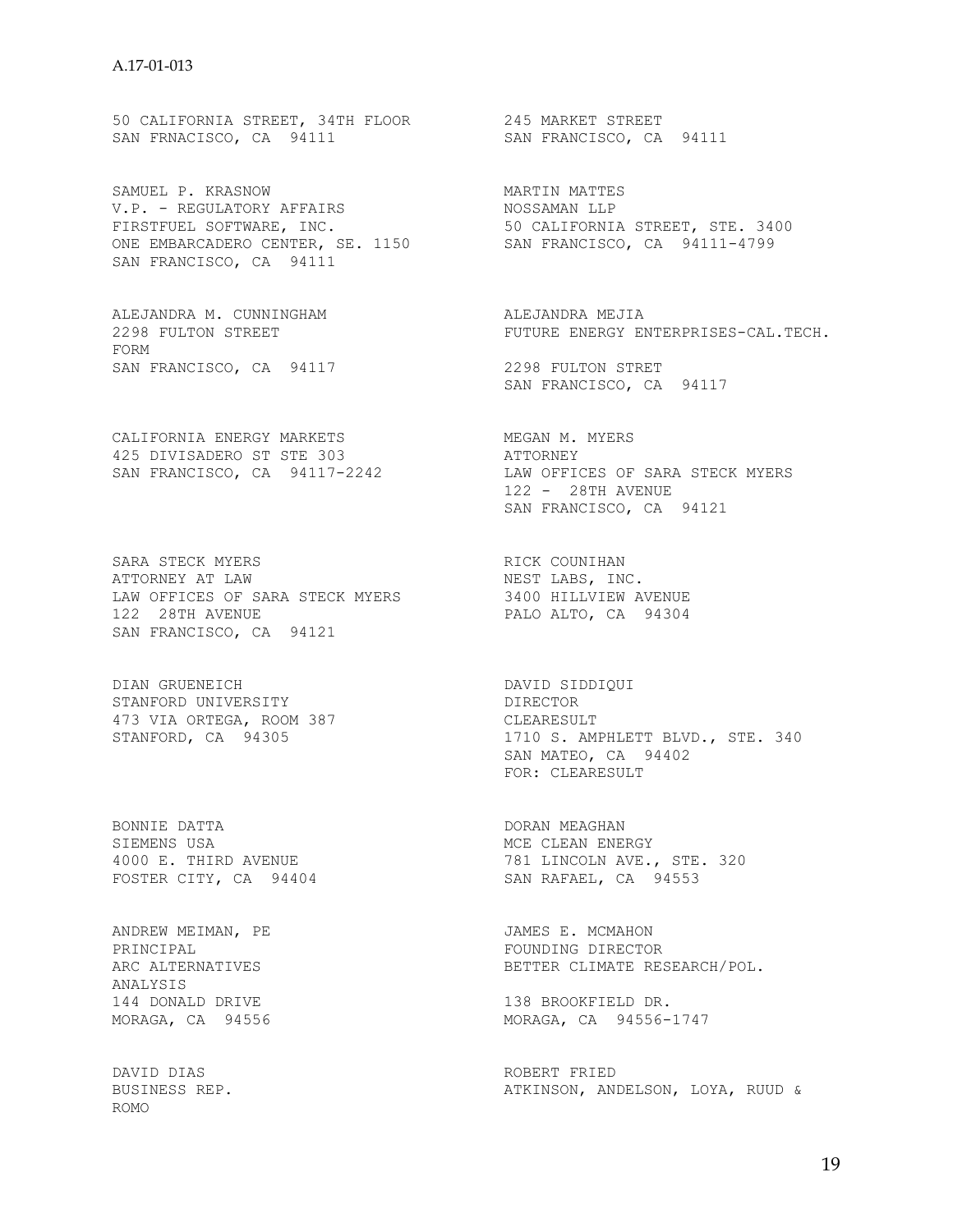50 CALIFORNIA STREET, 34TH FLOOR
SAN FRNACISCO, CA 94111

245 MARKET STREET
SAN FRANCISCO, CA 94111

SAMUEL P. KRASNOW
V.P. - REGULATORY AFFAIRS
FIRSTFUEL SOFTWARE, INC.
ONE EMBARCADERO CENTER, SE. 1150
SAN FRANCISCO, CA 94111

MARTIN MATTES
NOSSAMAN LLP
50 CALIFORNIA STREET, STE. 3400
SAN FRANCISCO, CA 94111-4799

ALEJANDRA M. CUNNINGHAM
2298 FULTON STREET
FORM
SAN FRANCISCO, CA 94117

ALEJANDRA MEJIA
FUTURE ENERGY ENTERPRISES-CAL.TECH.
2298 FULTON STRET
SAN FRANCISCO, CA 94117

CALIFORNIA ENERGY MARKETS
425 DIVISADERO ST STE 303
SAN FRANCISCO, CA 94117-2242

MEGAN M. MYERS
ATTORNEY
LAW OFFICES OF SARA STECK MYERS
122 - 28TH AVENUE
SAN FRANCISCO, CA 94121

SARA STECK MYERS
ATTORNEY AT LAW
LAW OFFICES OF SARA STECK MYERS
122 28TH AVENUE
SAN FRANCISCO, CA 94121

RICK COUNIHAN
NEST LABS, INC.
3400 HILLVIEW AVENUE
PALO ALTO, CA 94304

DIAN GRUENEICH
STANFORD UNIVERSITY
473 VIA ORTEGA, ROOM 387
STANFORD, CA 94305

DAVID SIDDIQUI
DIRECTOR
CLEARESULT
1710 S. AMPHLETT BLVD., STE. 340
SAN MATEO, CA 94402
FOR: CLEARESULT

BONNIE DATTA
SIEMENS USA
4000 E. THIRD AVENUE
FOSTER CITY, CA 94404

DORAN MEAGHAN
MCE CLEAN ENERGY
781 LINCOLN AVE., STE. 320
SAN RAFAEL, CA 94553

ANDREW MEIMAN, PE
PRINCIPAL
ARC ALTERNATIVES
ANALYSIS
144 DONALD DRIVE
MORAGA, CA 94556

JAMES E. MCMAHON
FOUNDING DIRECTOR
BETTER CLIMATE RESEARCH/POL.
138 BROOKFIELD DR.
MORAGA, CA 94556-1747

DAVID DIAS
BUSINESS REP.

ROBERT FRIED
ATKINSON, ANDELSON, LOYA, RUUD &
ROMO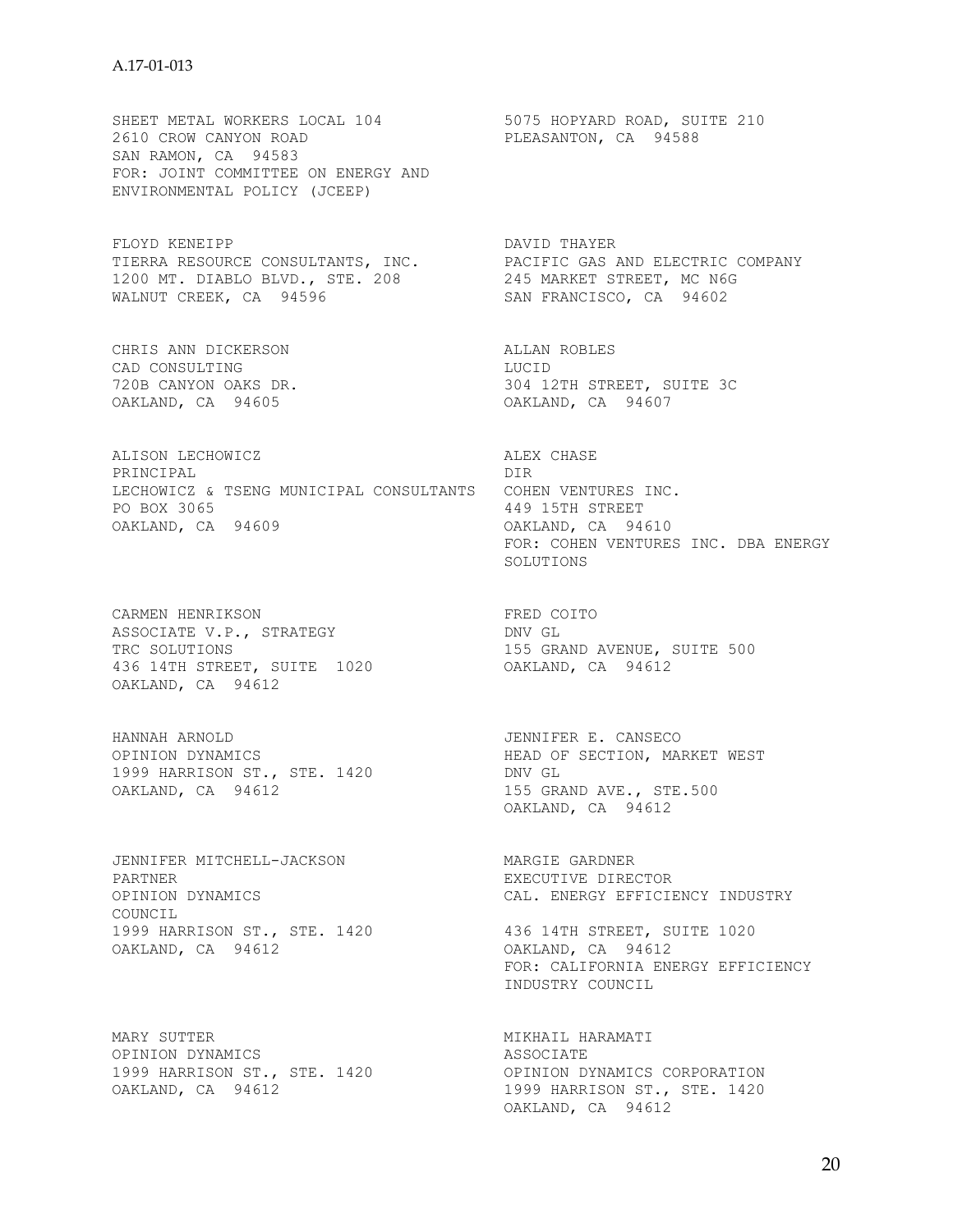SHEET METAL WORKERS LOCAL 104
2610 CROW CANYON ROAD
SAN RAMON, CA 94583
FOR: JOINT COMMITTEE ON ENERGY AND ENVIRONMENTAL POLICY (JCEEP)

5075 HOPYARD ROAD, SUITE 210
PLEASANTON, CA 94588

FLOYD KENEIPP
TIERRA RESOURCE CONSULTANTS, INC.
1200 MT. DIABLO BLVD., STE. 208
WALNUT CREEK, CA 94596

DAVID THAYER
PACIFIC GAS AND ELECTRIC COMPANY
245 MARKET STREET, MC N6G
SAN FRANCISCO, CA 94602

CHRIS ANN DICKERSON
CAD CONSULTING
720B CANYON OAKS DR.
OAKLAND, CA 94605

ALLAN ROBLES
LUCID
304 12TH STREET, SUITE 3C
OAKLAND, CA 94607

ALISON LECHOWICZ
PRINCIPAL
LECHOWICZ & TSENG MUNICIPAL CONSULTANTS
PO BOX 3065
OAKLAND, CA 94609

ALEX CHASE
DIR
COHEN VENTURES INC.
449 15TH STREET
OAKLAND, CA 94610
FOR: COHEN VENTURES INC. DBA ENERGY SOLUTIONS

CARMEN HENRIKSON
ASSOCIATE V.P., STRATEGY
TRC SOLUTIONS
436 14TH STREET, SUITE 1020
OAKLAND, CA 94612

FRED COITO
DNV GL
155 GRAND AVENUE, SUITE 500
OAKLAND, CA 94612

HANNAH ARNOLD
OPINION DYNAMICS
1999 HARRISON ST., STE. 1420
OAKLAND, CA 94612

JENNIFER E. CANSECO
HEAD OF SECTION, MARKET WEST
DNV GL
155 GRAND AVE., STE.500
OAKLAND, CA 94612

JENNIFER MITCHELL-JACKSON
PARTNER
OPINION DYNAMICS
1999 HARRISON ST., STE. 1420
OAKLAND, CA 94612

MARGIE GARDNER
EXECUTIVE DIRECTOR
CAL. ENERGY EFFICIENCY INDUSTRY COUNCIL
436 14TH STREET, SUITE 1020
OAKLAND, CA 94612
FOR: CALIFORNIA ENERGY EFFICIENCY INDUSTRY COUNCIL

MARY SUTTER
OPINION DYNAMICS
1999 HARRISON ST., STE. 1420
OAKLAND, CA 94612

MIKHAIL HARAMATI
ASSOCIATE
OPINION DYNAMICS CORPORATION
1999 HARRISON ST., STE. 1420
OAKLAND, CA 94612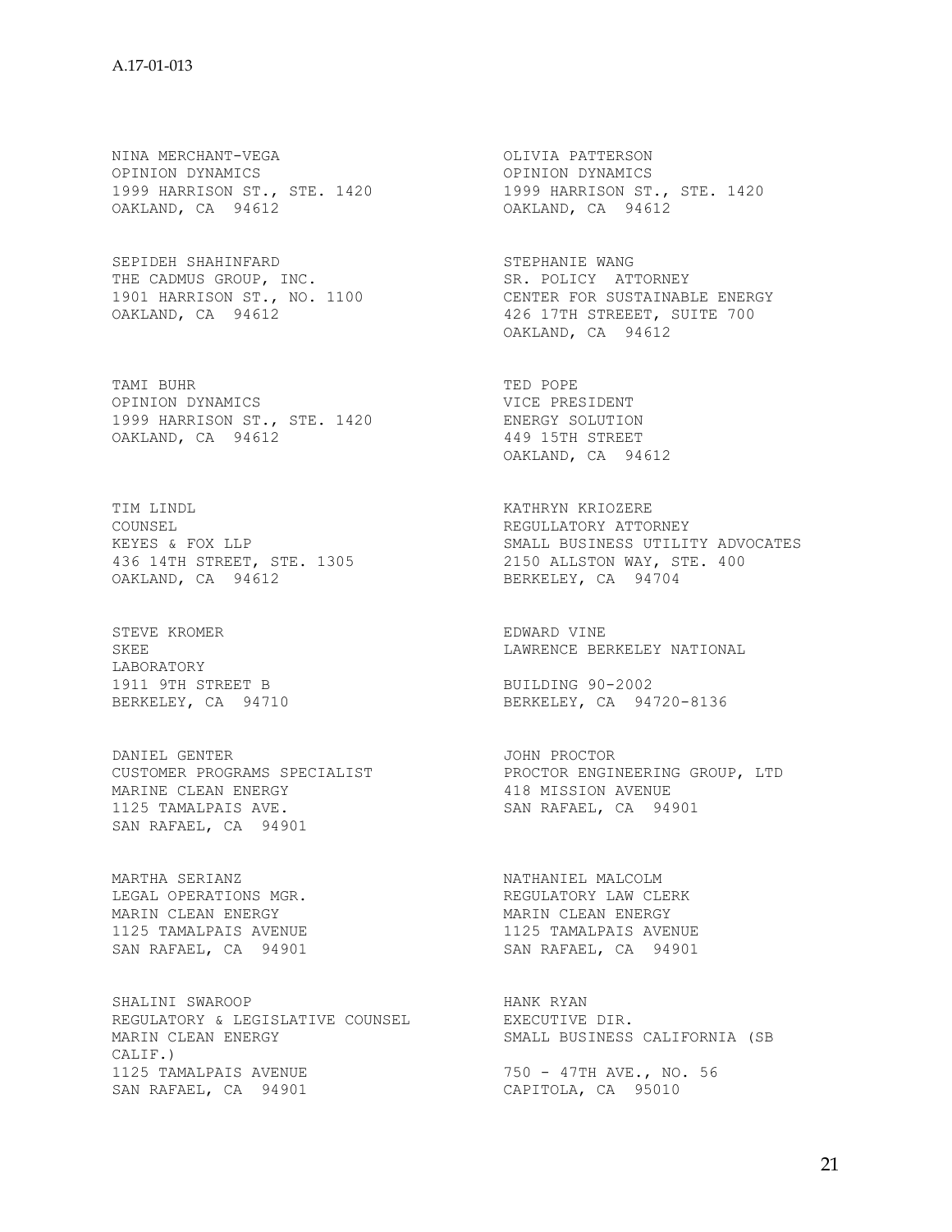NINA MERCHANT-VEGA
OPINION DYNAMICS
1999 HARRISON ST., STE. 1420
OAKLAND, CA 94612

OLIVIA PATTERSON
OPINION DYNAMICS
1999 HARRISON ST., STE. 1420
OAKLAND, CA 94612

SEPIDEH SHAHINFARD
THE CADMUS GROUP, INC.
1901 HARRISON ST., NO. 1100
OAKLAND, CA 94612

STEPHANIE WANG
SR. POLICY ATTORNEY
CENTER FOR SUSTAINABLE ENERGY
426 17TH STREEET, SUITE 700
OAKLAND, CA 94612

TAMI BUHR
OPINION DYNAMICS
1999 HARRISON ST., STE. 1420
OAKLAND, CA 94612

TED POPE
VICE PRESIDENT
ENERGY SOLUTION
449 15TH STREET
OAKLAND, CA 94612

TIM LINDL
COUNSEL
KEYES & FOX LLP
436 14TH STREET, STE. 1305
OAKLAND, CA 94612

KATHRYN KRIOZERE
REGULLATORY ATTORNEY
SMALL BUSINESS UTILITY ADVOCATES
2150 ALLSTON WAY, STE. 400
BERKELEY, CA 94704

STEVE KROMER
SKEE
1911 9TH STREET B
BERKELEY, CA 94710

EDWARD VINE
LAWRENCE BERKELEY NATIONAL LABORATORY
BUILDING 90-2002
BERKELEY, CA 94720-8136

DANIEL GENTER
CUSTOMER PROGRAMS SPECIALIST
MARINE CLEAN ENERGY
1125 TAMALPAIS AVE.
SAN RAFAEL, CA 94901

JOHN PROCTOR
PROCTOR ENGINEERING GROUP, LTD
418 MISSION AVENUE
SAN RAFAEL, CA 94901

MARTHA SERIANZ
LEGAL OPERATIONS MGR.
MARIN CLEAN ENERGY
1125 TAMALPAIS AVENUE
SAN RAFAEL, CA 94901

NATHANIEL MALCOLM
REGULATORY LAW CLERK
MARIN CLEAN ENERGY
1125 TAMALPAIS AVENUE
SAN RAFAEL, CA 94901

SHALINI SWAROOP
REGULATORY & LEGISLATIVE COUNSEL
MARIN CLEAN ENERGY
1125 TAMALPAIS AVENUE
SAN RAFAEL, CA 94901

HANK RYAN
EXECUTIVE DIR.
SMALL BUSINESS CALIFORNIA (SB CALIF.)
750 - 47TH AVE., NO. 56
CAPITOLA, CA 95010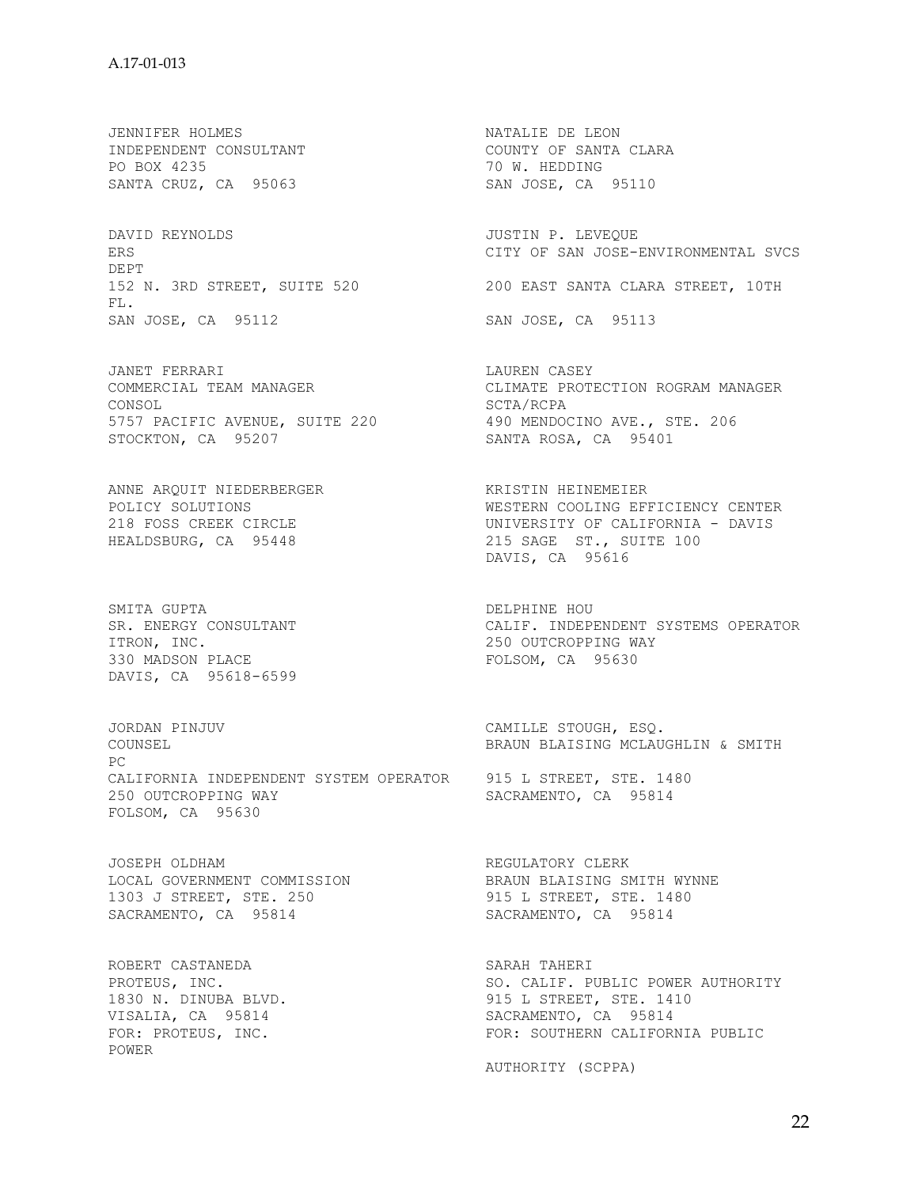JENNIFER HOLMES
INDEPENDENT CONSULTANT
PO BOX 4235
SANTA CRUZ, CA 95063

NATALIE DE LEON
COUNTY OF SANTA CLARA
70 W. HEDDING
SAN JOSE, CA 95110

DAVID REYNOLDS
ERS
DEPT
152 N. 3RD STREET, SUITE 520
FL.
SAN JOSE, CA 95112

JUSTIN P. LEVEQUE
CITY OF SAN JOSE-ENVIRONMENTAL SVCS
200 EAST SANTA CLARA STREET, 10TH
SAN JOSE, CA 95113

JANET FERRARI
COMMERCIAL TEAM MANAGER
CONSOL
5757 PACIFIC AVENUE, SUITE 220
STOCKTON, CA 95207

LAUREN CASEY
CLIMATE PROTECTION ROGRAM MANAGER
SCTA/RCPA
490 MENDOCINO AVE., STE. 206
SANTA ROSA, CA 95401

ANNE ARQUIT NIEDERBERGER
POLICY SOLUTIONS
218 FOSS CREEK CIRCLE
HEALDSBURG, CA 95448

KRISTIN HEINEMEIER
WESTERN COOLING EFFICIENCY CENTER
UNIVERSITY OF CALIFORNIA - DAVIS
215 SAGE ST., SUITE 100
DAVIS, CA 95616

SMITA GUPTA
SR. ENERGY CONSULTANT
ITRON, INC.
330 MADSON PLACE
DAVIS, CA 95618-6599

DELPHINE HOU
CALIF. INDEPENDENT SYSTEMS OPERATOR
250 OUTCROPPING WAY
FOLSOM, CA 95630

JORDAN PINJUV
COUNSEL
CALIFORNIA INDEPENDENT SYSTEM OPERATOR
250 OUTCROPPING WAY
FOLSOM, CA 95630

CAMILLE STOUGH, ESQ.
BRAUN BLAISING MCLAUGHLIN & SMITH
PC
915 L STREET, STE. 1480
SACRAMENTO, CA 95814

JOSEPH OLDHAM
LOCAL GOVERNMENT COMMISSION
1303 J STREET, STE. 250
SACRAMENTO, CA 95814

REGULATORY CLERK
BRAUN BLAISING SMITH WYNNE
915 L STREET, STE. 1480
SACRAMENTO, CA 95814

ROBERT CASTANEDA
PROTEUS, INC.
1830 N. DINUBA BLVD.
VISALIA, CA 95814
FOR: PROTEUS, INC.

SARAH TAHERI
SO. CALIF. PUBLIC POWER AUTHORITY
915 L STREET, STE. 1410
SACRAMENTO, CA 95814
FOR: SOUTHERN CALIFORNIA PUBLIC
POWER
AUTHORITY (SCPPA)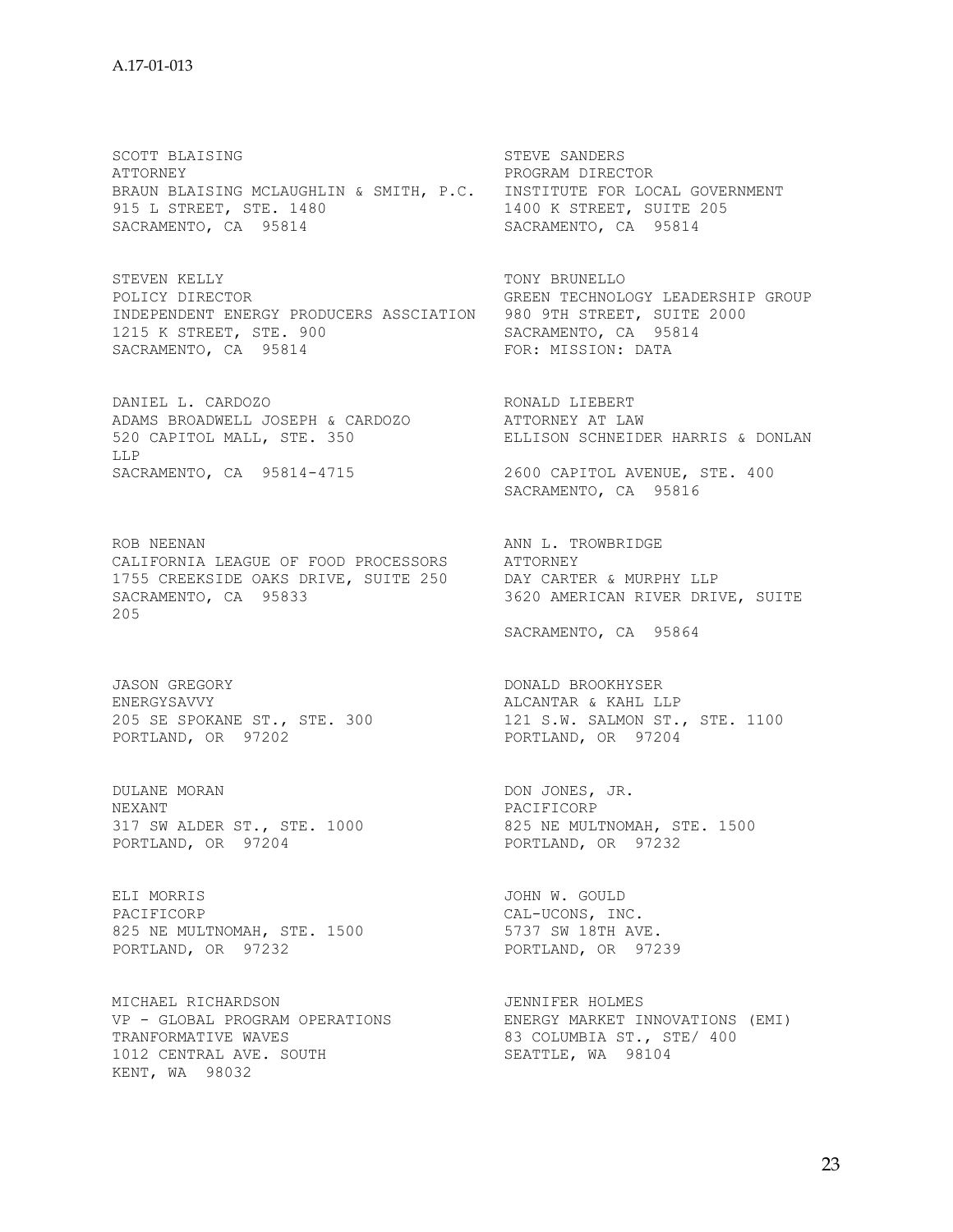SCOTT BLAISING
ATTORNEY
BRAUN BLAISING MCLAUGHLIN & SMITH, P.C.
915 L STREET, STE. 1480
SACRAMENTO, CA 95814

STEVE SANDERS
PROGRAM DIRECTOR
INSTITUTE FOR LOCAL GOVERNMENT
1400 K STREET, SUITE 205
SACRAMENTO, CA 95814

STEVEN KELLY
POLICY DIRECTOR
INDEPENDENT ENERGY PRODUCERS ASSCIATION
1215 K STREET, STE. 900
SACRAMENTO, CA 95814

TONY BRUNELLO
GREEN TECHNOLOGY LEADERSHIP GROUP
980 9TH STREET, SUITE 2000
SACRAMENTO, CA 95814
FOR: MISSION: DATA

DANIEL L. CARDOZO
ADAMS BROADWELL JOSEPH & CARDOZO
520 CAPITOL MALL, STE. 350
SACRAMENTO, CA 95814-4715

RONALD LIEBERT
ATTORNEY AT LAW
ELLISON SCHNEIDER HARRIS & DONLAN LLP
2600 CAPITOL AVENUE, STE. 400
SACRAMENTO, CA 95816

ROB NEENAN
CALIFORNIA LEAGUE OF FOOD PROCESSORS
1755 CREEKSIDE OAKS DRIVE, SUITE 250
SACRAMENTO, CA 95833

ANN L. TROWBRIDGE
ATTORNEY
DAY CARTER & MURPHY LLP
3620 AMERICAN RIVER DRIVE, SUITE 205
SACRAMENTO, CA 95864

JASON GREGORY
ENERGYSAVVY
205 SE SPOKANE ST., STE. 300
PORTLAND, OR 97202

DONALD BROOKHYSER
ALCANTAR & KAHL LLP
121 S.W. SALMON ST., STE. 1100
PORTLAND, OR 97204

DULANE MORAN
NEXANT
317 SW ALDER ST., STE. 1000
PORTLAND, OR 97204

DON JONES, JR.
PACIFICORP
825 NE MULTNOMAH, STE. 1500
PORTLAND, OR 97232

ELI MORRIS
PACIFICORP
825 NE MULTNOMAH, STE. 1500
PORTLAND, OR 97232

JOHN W. GOULD
CAL-UCONS, INC.
5737 SW 18TH AVE.
PORTLAND, OR 97239

MICHAEL RICHARDSON
VP - GLOBAL PROGRAM OPERATIONS
TRANFORMATIVE WAVES
1012 CENTRAL AVE. SOUTH
KENT, WA 98032

JENNIFER HOLMES
ENERGY MARKET INNOVATIONS (EMI)
83 COLUMBIA ST., STE/ 400
SEATTLE, WA 98104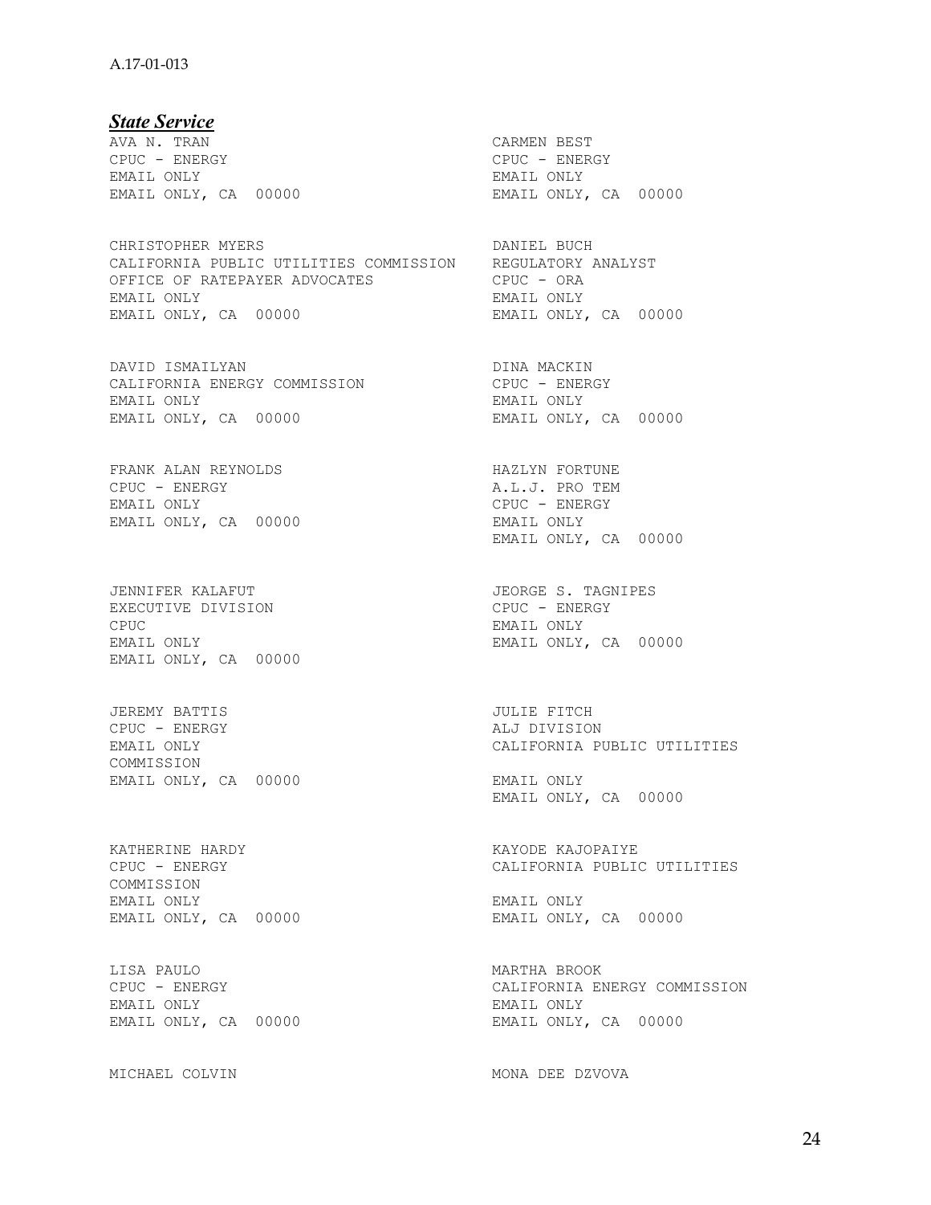***State Service***

AVA N. TRAN
CPUC - ENERGY
EMAIL ONLY
EMAIL ONLY, CA 00000

CARMEN BEST
CPUC - ENERGY
EMAIL ONLY
EMAIL ONLY, CA 00000

CHRISTOPHER MYERS
CALIFORNIA PUBLIC UTILITIES COMMISSION
OFFICE OF RATEPAYER ADVOCATES
EMAIL ONLY
EMAIL ONLY, CA 00000

DANIEL BUCH
REGULATORY ANALYST
CPUC - ORA
EMAIL ONLY
EMAIL ONLY, CA 00000

DAVID ISMAILYAN
CALIFORNIA ENERGY COMMISSION
EMAIL ONLY
EMAIL ONLY, CA 00000

DINA MACKIN
CPUC - ENERGY
EMAIL ONLY
EMAIL ONLY, CA 00000

FRANK ALAN REYNOLDS
CPUC - ENERGY
EMAIL ONLY
EMAIL ONLY, CA 00000

HAZLYN FORTUNE
A.L.J. PRO TEM
CPUC - ENERGY
EMAIL ONLY
EMAIL ONLY, CA 00000

JENNIFER KALAFUT
EXECUTIVE DIVISION
CPUC
EMAIL ONLY
EMAIL ONLY, CA 00000

JEORGE S. TAGNIPES
CPUC - ENERGY
EMAIL ONLY
EMAIL ONLY, CA 00000

JEREMY BATTIS
CPUC - ENERGY
EMAIL ONLY
COMMISSION
EMAIL ONLY, CA 00000

JULIE FITCH
ALJ DIVISION
CALIFORNIA PUBLIC UTILITIES
EMAIL ONLY
EMAIL ONLY, CA 00000

KATHERINE HARDY
CPUC - ENERGY
COMMISSION
EMAIL ONLY
EMAIL ONLY, CA 00000

KAYODE KAJOPAIYE
CALIFORNIA PUBLIC UTILITIES
EMAIL ONLY
EMAIL ONLY, CA 00000

LISA PAULO
CPUC - ENERGY
EMAIL ONLY
EMAIL ONLY, CA 00000

MARTHA BROOK
CALIFORNIA ENERGY COMMISSION
EMAIL ONLY
EMAIL ONLY, CA 00000

MICHAEL COLVIN

MONA DEE DZVOVA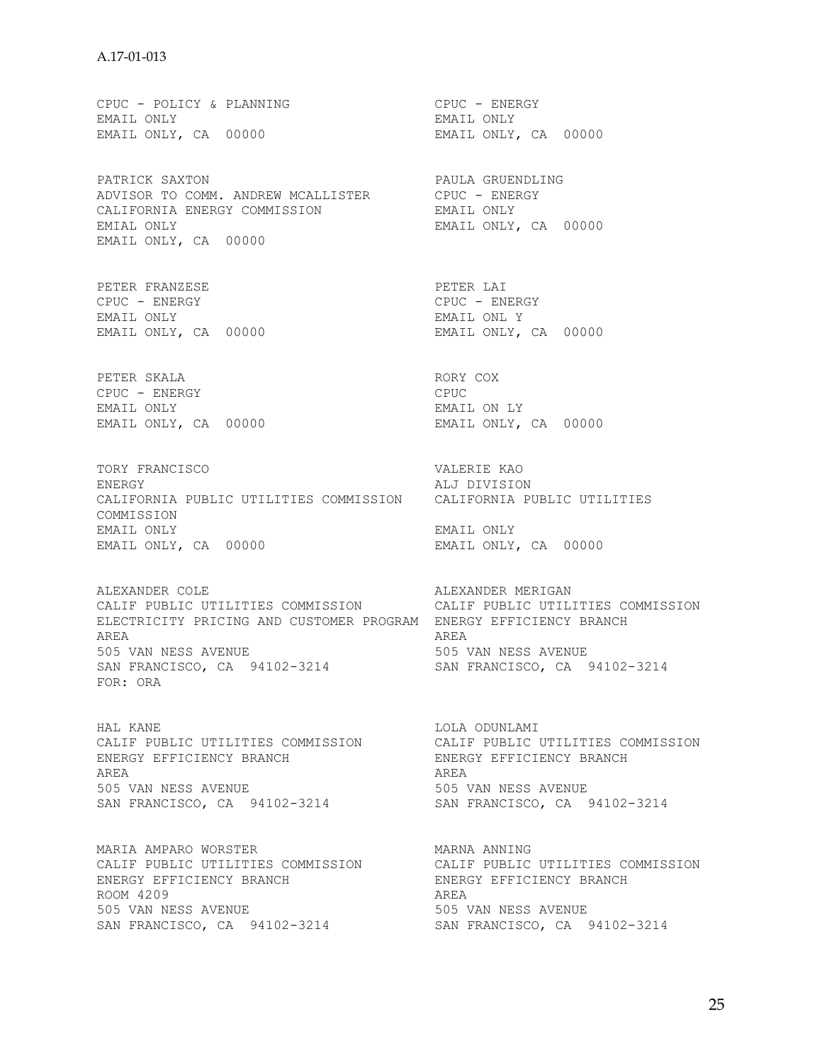CPUC - POLICY & PLANNING
EMAIL ONLY
EMAIL ONLY, CA 00000

CPUC - ENERGY
EMAIL ONLY
EMAIL ONLY, CA 00000

PATRICK SAXTON
ADVISOR TO COMM. ANDREW MCALLISTER
CALIFORNIA ENERGY COMMISSION
EMIAL ONLY
EMAIL ONLY, CA 00000

PAULA GRUENDLING
CPUC - ENERGY
EMAIL ONLY
EMAIL ONLY, CA 00000

PETER FRANZESE
CPUC - ENERGY
EMAIL ONLY
EMAIL ONLY, CA 00000

PETER LAI
CPUC - ENERGY
EMAIL ONL Y
EMAIL ONLY, CA 00000

PETER SKALA
CPUC - ENERGY
EMAIL ONLY
EMAIL ONLY, CA 00000

RORY COX
CPUC
EMAIL ON LY
EMAIL ONLY, CA 00000

TORY FRANCISCO
ENERGY
CALIFORNIA PUBLIC UTILITIES COMMISSION
EMAIL ONLY
EMAIL ONLY, CA 00000

VALERIE KAO
ALJ DIVISION
CALIFORNIA PUBLIC UTILITIES COMMISSION
EMAIL ONLY
EMAIL ONLY, CA 00000

ALEXANDER COLE
CALIF PUBLIC UTILITIES COMMISSION
ELECTRICITY PRICING AND CUSTOMER PROGRAM AREA
505 VAN NESS AVENUE
SAN FRANCISCO, CA 94102-3214
FOR: ORA

ALEXANDER MERIGAN
CALIF PUBLIC UTILITIES COMMISSION
ENERGY EFFICIENCY BRANCH
AREA
505 VAN NESS AVENUE
SAN FRANCISCO, CA 94102-3214

HAL KANE
CALIF PUBLIC UTILITIES COMMISSION
ENERGY EFFICIENCY BRANCH
AREA
505 VAN NESS AVENUE
SAN FRANCISCO, CA 94102-3214

LOLA ODUNLAMI
CALIF PUBLIC UTILITIES COMMISSION
ENERGY EFFICIENCY BRANCH
AREA
505 VAN NESS AVENUE
SAN FRANCISCO, CA 94102-3214

MARIA AMPARO WORSTER
CALIF PUBLIC UTILITIES COMMISSION
ENERGY EFFICIENCY BRANCH
ROOM 4209
505 VAN NESS AVENUE
SAN FRANCISCO, CA 94102-3214

MARNA ANNING
CALIF PUBLIC UTILITIES COMMISSION
ENERGY EFFICIENCY BRANCH
AREA
505 VAN NESS AVENUE
SAN FRANCISCO, CA 94102-3214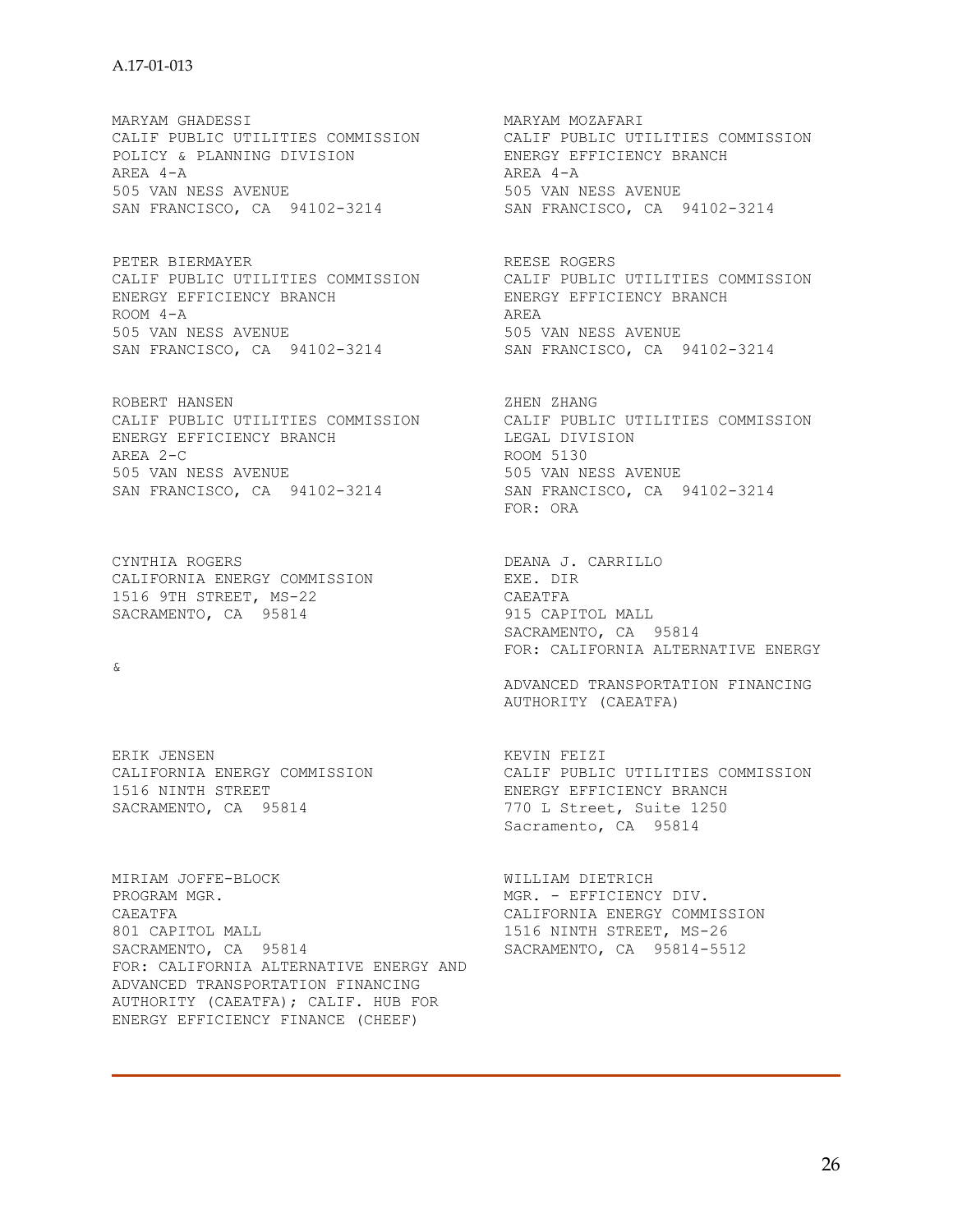MARYAM GHADESSI
CALIF PUBLIC UTILITIES COMMISSION
POLICY & PLANNING DIVISION
AREA 4-A
505 VAN NESS AVENUE
SAN FRANCISCO, CA 94102-3214

MARYAM MOZAFARI
CALIF PUBLIC UTILITIES COMMISSION
ENERGY EFFICIENCY BRANCH
AREA 4-A
505 VAN NESS AVENUE
SAN FRANCISCO, CA 94102-3214

PETER BIERMAYER
CALIF PUBLIC UTILITIES COMMISSION
ENERGY EFFICIENCY BRANCH
ROOM 4-A
505 VAN NESS AVENUE
SAN FRANCISCO, CA 94102-3214

REESE ROGERS
CALIF PUBLIC UTILITIES COMMISSION
ENERGY EFFICIENCY BRANCH
AREA
505 VAN NESS AVENUE
SAN FRANCISCO, CA 94102-3214

ROBERT HANSEN
CALIF PUBLIC UTILITIES COMMISSION
ENERGY EFFICIENCY BRANCH
AREA 2-C
505 VAN NESS AVENUE
SAN FRANCISCO, CA 94102-3214

ZHEN ZHANG
CALIF PUBLIC UTILITIES COMMISSION
LEGAL DIVISION
ROOM 5130
505 VAN NESS AVENUE
SAN FRANCISCO, CA 94102-3214
FOR: ORA

CYNTHIA ROGERS
CALIFORNIA ENERGY COMMISSION
1516 9TH STREET, MS-22
SACRAMENTO, CA 95814

DEANA J. CARRILLO
EXE. DIR
CAEATFA
915 CAPITOL MALL
SACRAMENTO, CA 95814
FOR: CALIFORNIA ALTERNATIVE ENERGY & ADVANCED TRANSPORTATION FINANCING AUTHORITY (CAEATFA)

ERIK JENSEN
CALIFORNIA ENERGY COMMISSION
1516 NINTH STREET
SACRAMENTO, CA 95814

KEVIN FEIZI
CALIF PUBLIC UTILITIES COMMISSION
ENERGY EFFICIENCY BRANCH
770 L Street, Suite 1250
Sacramento, CA 95814

MIRIAM JOFFE-BLOCK
PROGRAM MGR.
CAEATFA
801 CAPITOL MALL
SACRAMENTO, CA 95814
FOR: CALIFORNIA ALTERNATIVE ENERGY AND ADVANCED TRANSPORTATION FINANCING AUTHORITY (CAEATFA); CALIF. HUB FOR ENERGY EFFICIENCY FINANCE (CHEEF)

WILLIAM DIETRICH
MGR. - EFFICIENCY DIV.
CALIFORNIA ENERGY COMMISSION
1516 NINTH STREET, MS-26
SACRAMENTO, CA 95814-5512